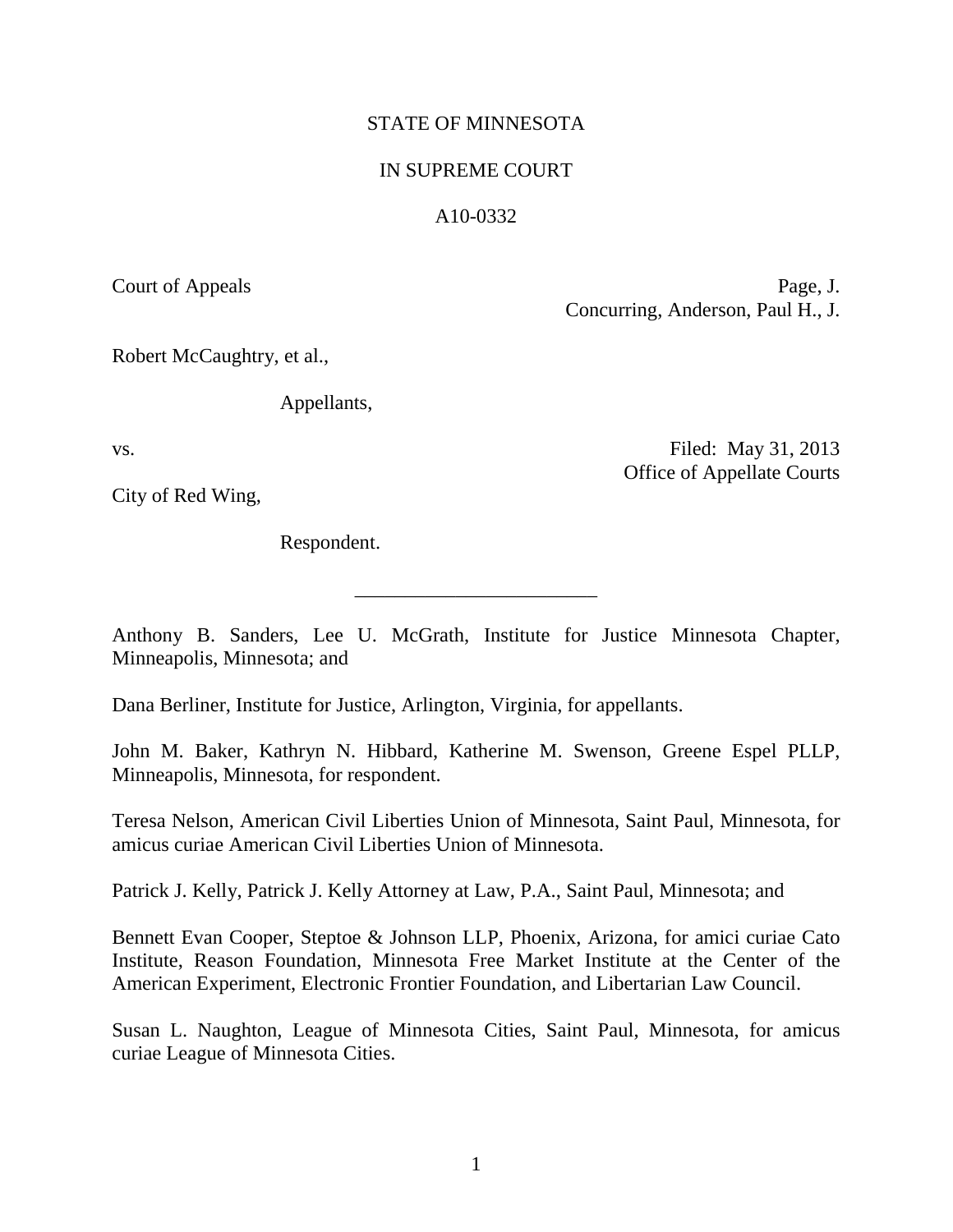STATE OF MINNESOTA

IN SUPREME COURT

A10-0332

Court of Appeals

Page, J.
Concurring, Anderson, Paul H., J.

Robert McCaughtry, et al.,

Appellants,

vs.

Filed: May 31, 2013
Office of Appellate Courts

City of Red Wing,

Respondent.

________________________

Anthony B. Sanders, Lee U. McGrath, Institute for Justice Minnesota Chapter, Minneapolis, Minnesota; and

Dana Berliner, Institute for Justice, Arlington, Virginia, for appellants.

John M. Baker, Kathryn N. Hibbard, Katherine M. Swenson, Greene Espel PLLP, Minneapolis, Minnesota, for respondent.

Teresa Nelson, American Civil Liberties Union of Minnesota, Saint Paul, Minnesota, for amicus curiae American Civil Liberties Union of Minnesota.

Patrick J. Kelly, Patrick J. Kelly Attorney at Law, P.A., Saint Paul, Minnesota; and

Bennett Evan Cooper, Steptoe & Johnson LLP, Phoenix, Arizona, for amici curiae Cato Institute, Reason Foundation, Minnesota Free Market Institute at the Center of the American Experiment, Electronic Frontier Foundation, and Libertarian Law Council.

Susan L. Naughton, League of Minnesota Cities, Saint Paul, Minnesota, for amicus curiae League of Minnesota Cities.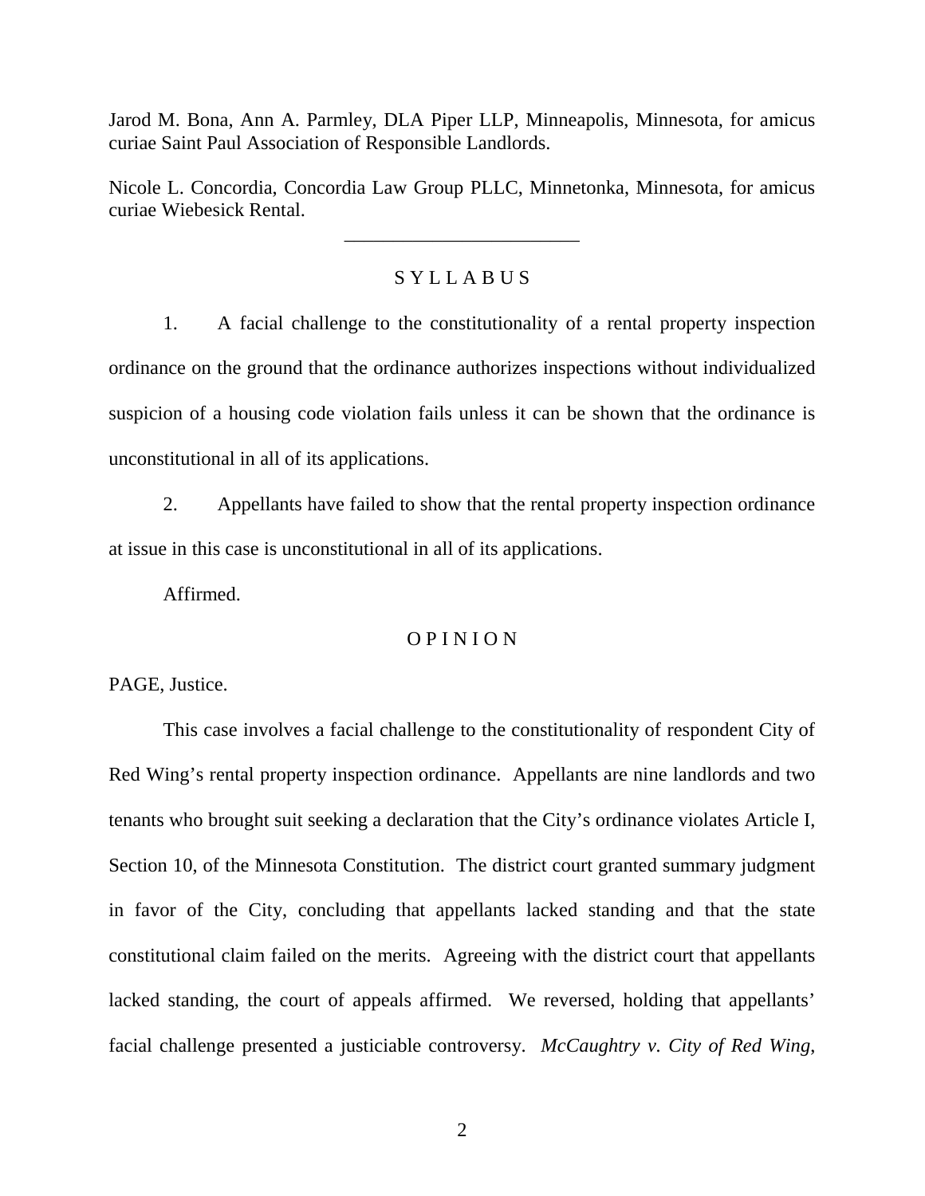Jarod M. Bona, Ann A. Parmley, DLA Piper LLP, Minneapolis, Minnesota, for amicus curiae Saint Paul Association of Responsible Landlords.

Nicole L. Concordia, Concordia Law Group PLLC, Minnetonka, Minnesota, for amicus curiae Wiebesick Rental.

---

S Y L L A B U S

1. A facial challenge to the constitutionality of a rental property inspection ordinance on the ground that the ordinance authorizes inspections without individualized suspicion of a housing code violation fails unless it can be shown that the ordinance is unconstitutional in all of its applications.

2. Appellants have failed to show that the rental property inspection ordinance at issue in this case is unconstitutional in all of its applications.

Affirmed.

O P I N I O N

PAGE, Justice.

This case involves a facial challenge to the constitutionality of respondent City of Red Wing's rental property inspection ordinance. Appellants are nine landlords and two tenants who brought suit seeking a declaration that the City's ordinance violates Article I, Section 10, of the Minnesota Constitution. The district court granted summary judgment in favor of the City, concluding that appellants lacked standing and that the state constitutional claim failed on the merits. Agreeing with the district court that appellants lacked standing, the court of appeals affirmed. We reversed, holding that appellants' facial challenge presented a justiciable controversy. *McCaughtry v. City of Red Wing*,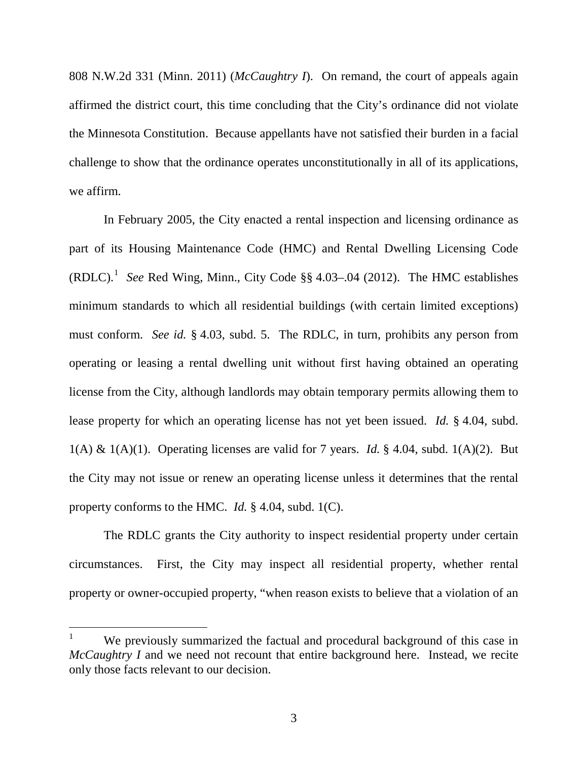808 N.W.2d 331 (Minn. 2011) (*McCaughtry I*). On remand, the court of appeals again affirmed the district court, this time concluding that the City's ordinance did not violate the Minnesota Constitution. Because appellants have not satisfied their burden in a facial challenge to show that the ordinance operates unconstitutionally in all of its applications, we affirm.

In February 2005, the City enacted a rental inspection and licensing ordinance as part of its Housing Maintenance Code (HMC) and Rental Dwelling Licensing Code (RDLC).[1] *See* Red Wing, Minn., City Code §§ 4.03–.04 (2012). The HMC establishes minimum standards to which all residential buildings (with certain limited exceptions) must conform. *See id.* § 4.03, subd. 5. The RDLC, in turn, prohibits any person from operating or leasing a rental dwelling unit without first having obtained an operating license from the City, although landlords may obtain temporary permits allowing them to lease property for which an operating license has not yet been issued. *Id.* § 4.04, subd. 1(A) & 1(A)(1). Operating licenses are valid for 7 years. *Id.* § 4.04, subd. 1(A)(2). But the City may not issue or renew an operating license unless it determines that the rental property conforms to the HMC. *Id.* § 4.04, subd. 1(C).

The RDLC grants the City authority to inspect residential property under certain circumstances. First, the City may inspect all residential property, whether rental property or owner-occupied property, "when reason exists to believe that a violation of an

---

[1] We previously summarized the factual and procedural background of this case in *McCaughtry I* and we need not recount that entire background here. Instead, we recite only those facts relevant to our decision.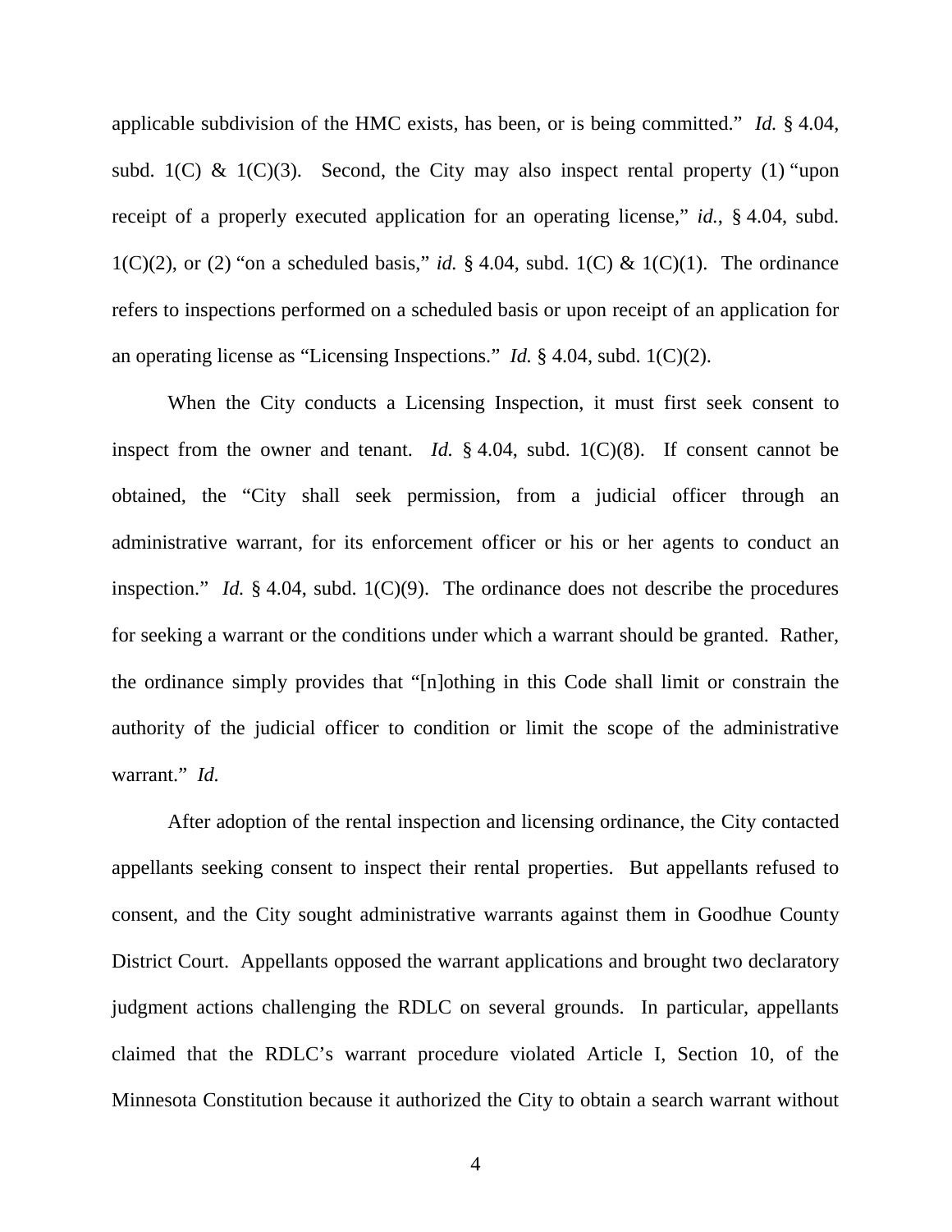applicable subdivision of the HMC exists, has been, or is being committed." *Id.* § 4.04, subd. 1(C) & 1(C)(3). Second, the City may also inspect rental property (1) "upon receipt of a properly executed application for an operating license," *id.*, § 4.04, subd. 1(C)(2), or (2) "on a scheduled basis," *id.* § 4.04, subd. 1(C) & 1(C)(1). The ordinance refers to inspections performed on a scheduled basis or upon receipt of an application for an operating license as "Licensing Inspections." *Id.* § 4.04, subd. 1(C)(2).

When the City conducts a Licensing Inspection, it must first seek consent to inspect from the owner and tenant. *Id.* § 4.04, subd. 1(C)(8). If consent cannot be obtained, the "City shall seek permission, from a judicial officer through an administrative warrant, for its enforcement officer or his or her agents to conduct an inspection." *Id.* § 4.04, subd. 1(C)(9). The ordinance does not describe the procedures for seeking a warrant or the conditions under which a warrant should be granted. Rather, the ordinance simply provides that "[n]othing in this Code shall limit or constrain the authority of the judicial officer to condition or limit the scope of the administrative warrant." *Id.*

After adoption of the rental inspection and licensing ordinance, the City contacted appellants seeking consent to inspect their rental properties. But appellants refused to consent, and the City sought administrative warrants against them in Goodhue County District Court. Appellants opposed the warrant applications and brought two declaratory judgment actions challenging the RDLC on several grounds. In particular, appellants claimed that the RDLC's warrant procedure violated Article I, Section 10, of the Minnesota Constitution because it authorized the City to obtain a search warrant without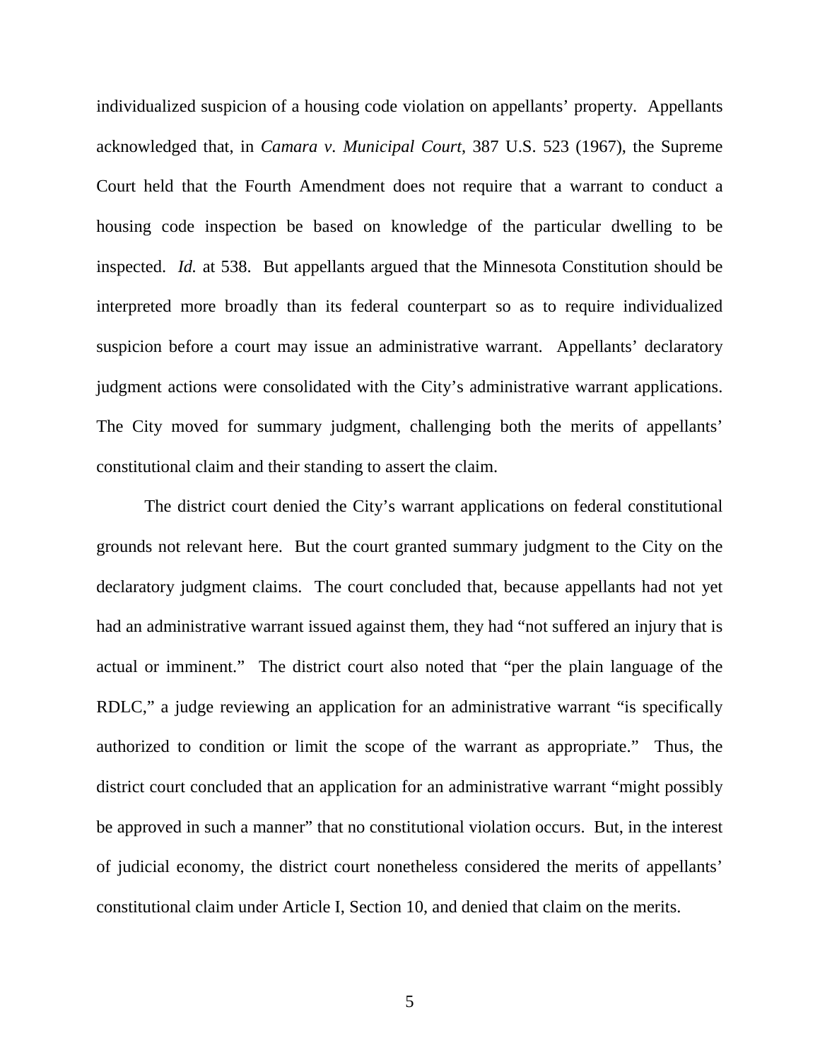individualized suspicion of a housing code violation on appellants' property. Appellants acknowledged that, in *Camara v. Municipal Court*, 387 U.S. 523 (1967), the Supreme Court held that the Fourth Amendment does not require that a warrant to conduct a housing code inspection be based on knowledge of the particular dwelling to be inspected. *Id.* at 538. But appellants argued that the Minnesota Constitution should be interpreted more broadly than its federal counterpart so as to require individualized suspicion before a court may issue an administrative warrant. Appellants' declaratory judgment actions were consolidated with the City's administrative warrant applications. The City moved for summary judgment, challenging both the merits of appellants' constitutional claim and their standing to assert the claim.

The district court denied the City's warrant applications on federal constitutional grounds not relevant here. But the court granted summary judgment to the City on the declaratory judgment claims. The court concluded that, because appellants had not yet had an administrative warrant issued against them, they had "not suffered an injury that is actual or imminent." The district court also noted that "per the plain language of the RDLC," a judge reviewing an application for an administrative warrant "is specifically authorized to condition or limit the scope of the warrant as appropriate." Thus, the district court concluded that an application for an administrative warrant "might possibly be approved in such a manner" that no constitutional violation occurs. But, in the interest of judicial economy, the district court nonetheless considered the merits of appellants' constitutional claim under Article I, Section 10, and denied that claim on the merits.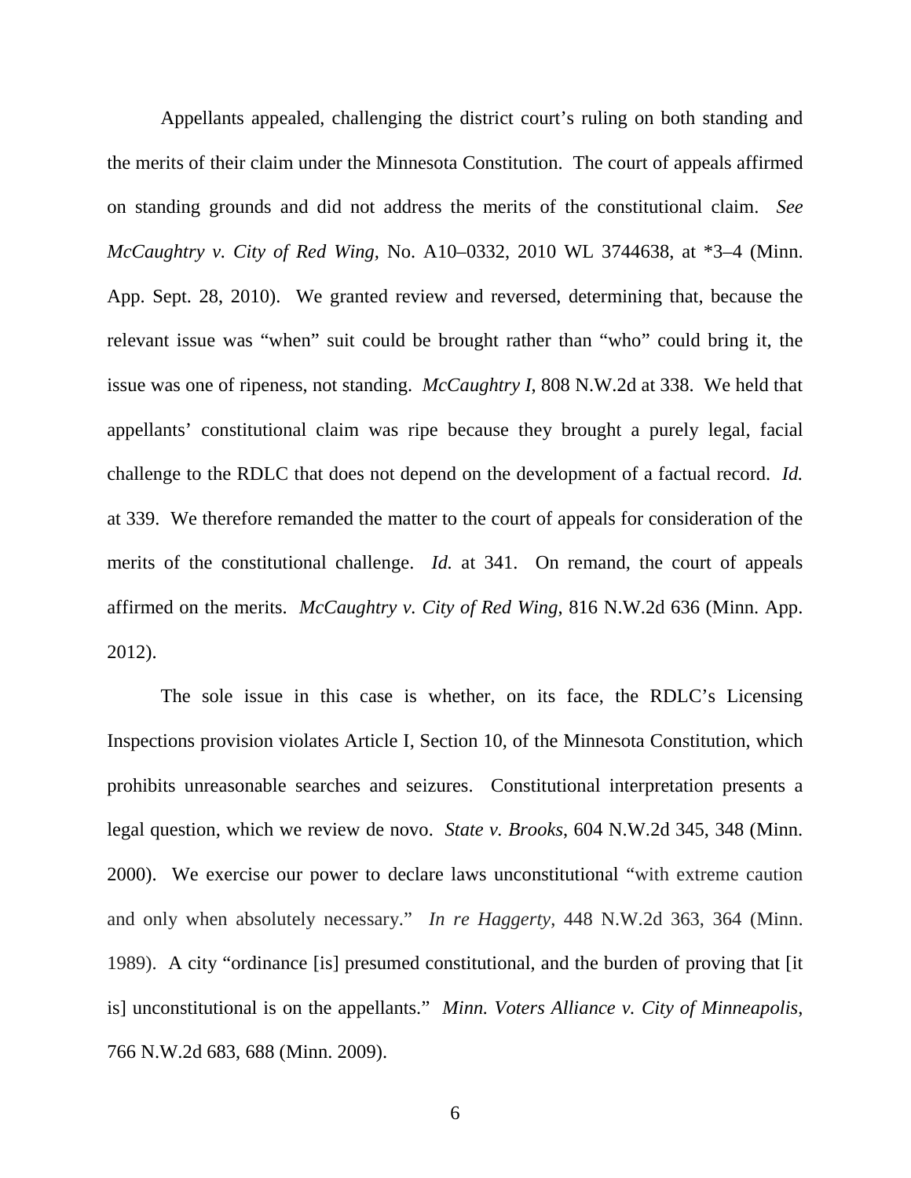Appellants appealed, challenging the district court's ruling on both standing and the merits of their claim under the Minnesota Constitution. The court of appeals affirmed on standing grounds and did not address the merits of the constitutional claim. *See McCaughtry v. City of Red Wing*, No. A10–0332, 2010 WL 3744638, at *3–4 (Minn. App. Sept. 28, 2010). We granted review and reversed, determining that, because the relevant issue was "when" suit could be brought rather than "who" could bring it, the issue was one of ripeness, not standing. *McCaughtry I*, 808 N.W.2d at 338. We held that appellants' constitutional claim was ripe because they brought a purely legal, facial challenge to the RDLC that does not depend on the development of a factual record. *Id.* at 339. We therefore remanded the matter to the court of appeals for consideration of the merits of the constitutional challenge. *Id.* at 341. On remand, the court of appeals affirmed on the merits. *McCaughtry v. City of Red Wing*, 816 N.W.2d 636 (Minn. App. 2012).

The sole issue in this case is whether, on its face, the RDLC's Licensing Inspections provision violates Article I, Section 10, of the Minnesota Constitution, which prohibits unreasonable searches and seizures. Constitutional interpretation presents a legal question, which we review de novo. *State v. Brooks*, 604 N.W.2d 345, 348 (Minn. 2000). We exercise our power to declare laws unconstitutional "with extreme caution and only when absolutely necessary." *In re Haggerty*, 448 N.W.2d 363, 364 (Minn. 1989). A city "ordinance [is] presumed constitutional, and the burden of proving that [it is] unconstitutional is on the appellants." *Minn. Voters Alliance v. City of Minneapolis*, 766 N.W.2d 683, 688 (Minn. 2009).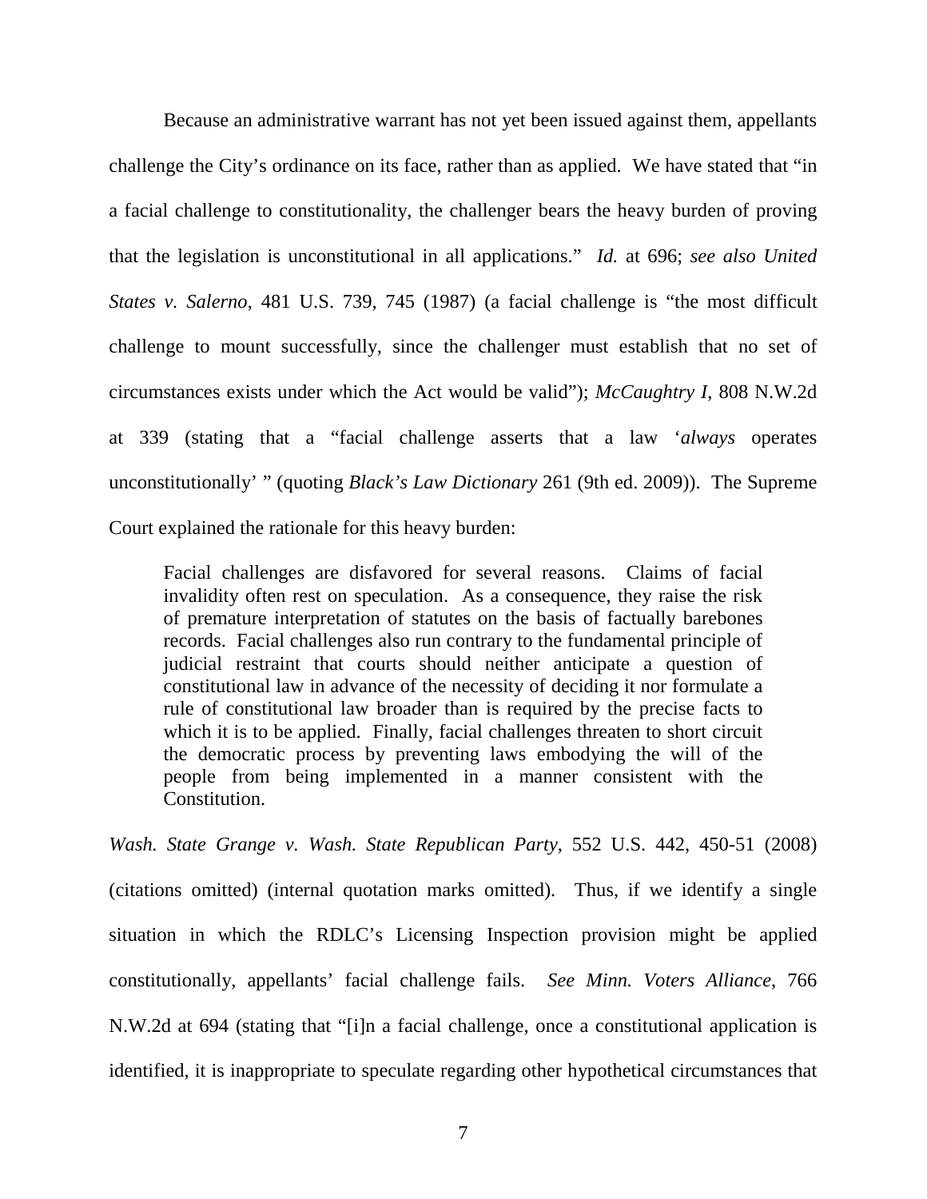Because an administrative warrant has not yet been issued against them, appellants challenge the City's ordinance on its face, rather than as applied. We have stated that "in a facial challenge to constitutionality, the challenger bears the heavy burden of proving that the legislation is unconstitutional in all applications." *Id.* at 696; *see also United States v. Salerno*, 481 U.S. 739, 745 (1987) (a facial challenge is "the most difficult challenge to mount successfully, since the challenger must establish that no set of circumstances exists under which the Act would be valid"); *McCaughtry I*, 808 N.W.2d at 339 (stating that a "facial challenge asserts that a law '*always* operates unconstitutionally' " (quoting *Black's Law Dictionary* 261 (9th ed. 2009)). The Supreme Court explained the rationale for this heavy burden:

> Facial challenges are disfavored for several reasons. Claims of facial invalidity often rest on speculation. As a consequence, they raise the risk of premature interpretation of statutes on the basis of factually barebones records. Facial challenges also run contrary to the fundamental principle of judicial restraint that courts should neither anticipate a question of constitutional law in advance of the necessity of deciding it nor formulate a rule of constitutional law broader than is required by the precise facts to which it is to be applied. Finally, facial challenges threaten to short circuit the democratic process by preventing laws embodying the will of the people from being implemented in a manner consistent with the Constitution.

*Wash. State Grange v. Wash. State Republican Party*, 552 U.S. 442, 450-51 (2008) (citations omitted) (internal quotation marks omitted). Thus, if we identify a single situation in which the RDLC's Licensing Inspection provision might be applied constitutionally, appellants' facial challenge fails. *See Minn. Voters Alliance*, 766 N.W.2d at 694 (stating that "[i]n a facial challenge, once a constitutional application is identified, it is inappropriate to speculate regarding other hypothetical circumstances that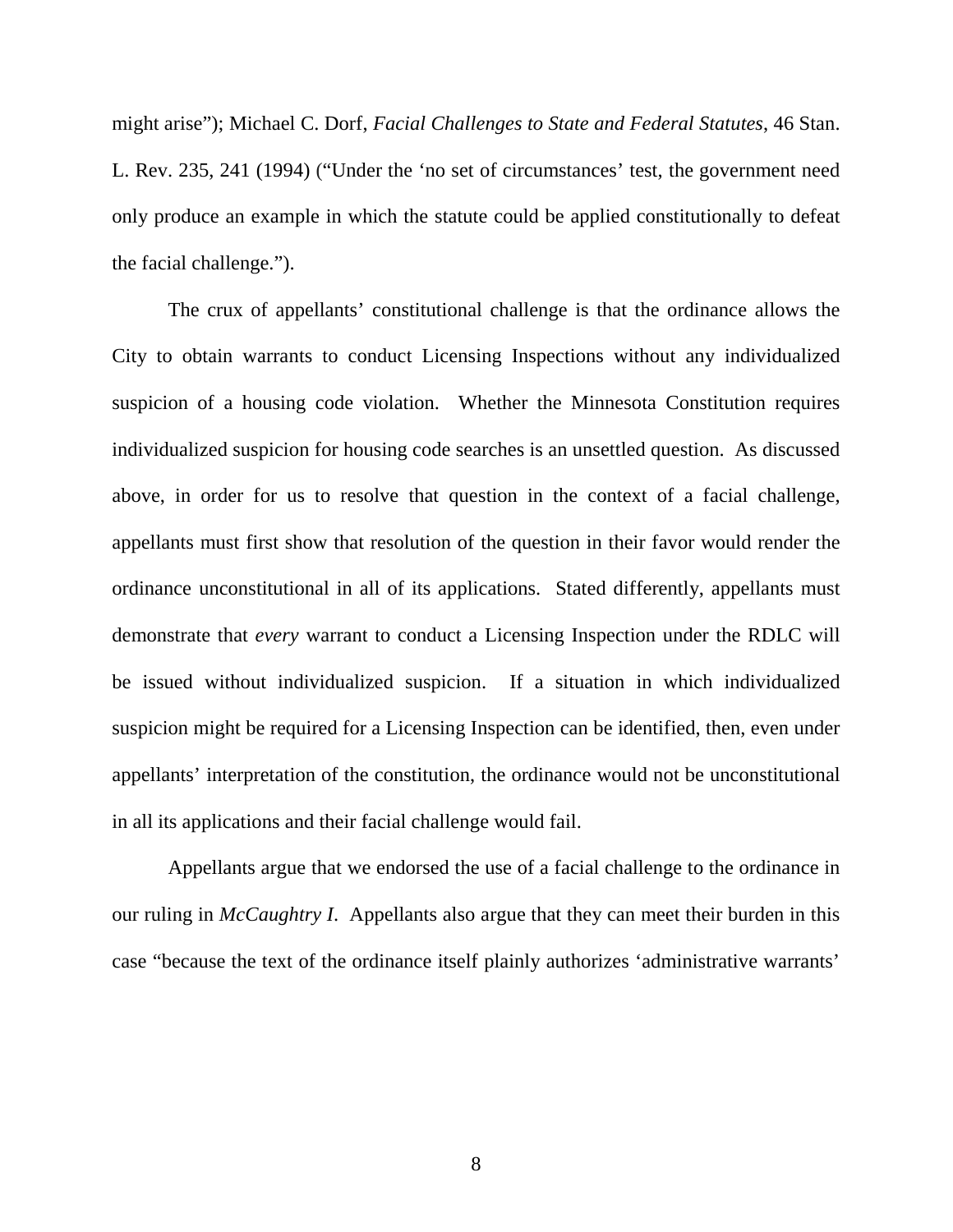might arise"); Michael C. Dorf, *Facial Challenges to State and Federal Statutes*, 46 Stan. L. Rev. 235, 241 (1994) ("Under the 'no set of circumstances' test, the government need only produce an example in which the statute could be applied constitutionally to defeat the facial challenge.").

The crux of appellants' constitutional challenge is that the ordinance allows the City to obtain warrants to conduct Licensing Inspections without any individualized suspicion of a housing code violation. Whether the Minnesota Constitution requires individualized suspicion for housing code searches is an unsettled question. As discussed above, in order for us to resolve that question in the context of a facial challenge, appellants must first show that resolution of the question in their favor would render the ordinance unconstitutional in all of its applications. Stated differently, appellants must demonstrate that *every* warrant to conduct a Licensing Inspection under the RDLC will be issued without individualized suspicion. If a situation in which individualized suspicion might be required for a Licensing Inspection can be identified, then, even under appellants' interpretation of the constitution, the ordinance would not be unconstitutional in all its applications and their facial challenge would fail.

Appellants argue that we endorsed the use of a facial challenge to the ordinance in our ruling in *McCaughtry I*. Appellants also argue that they can meet their burden in this case "because the text of the ordinance itself plainly authorizes 'administrative warrants'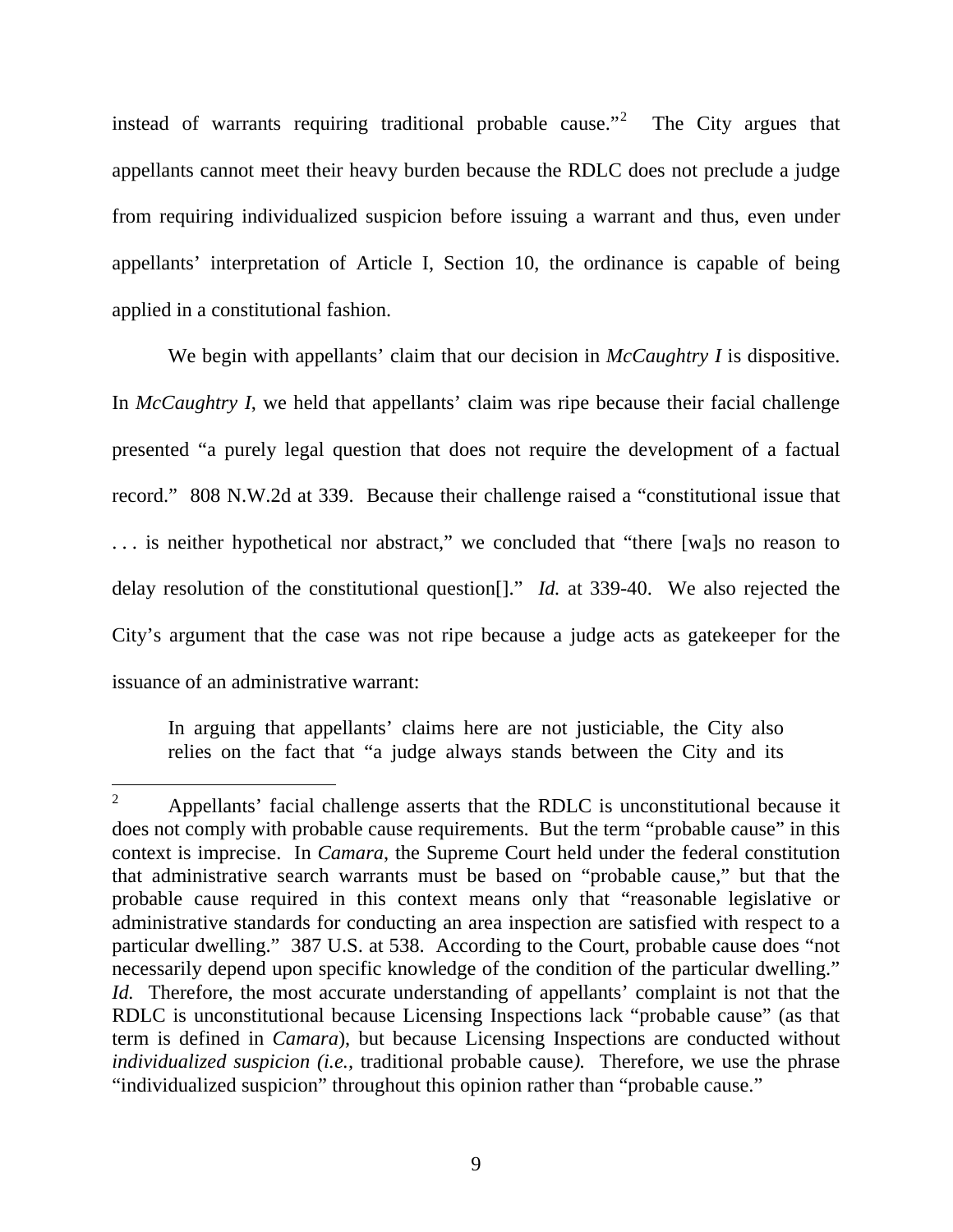instead of warrants requiring traditional probable cause."[2] The City argues that appellants cannot meet their heavy burden because the RDLC does not preclude a judge from requiring individualized suspicion before issuing a warrant and thus, even under appellants' interpretation of Article I, Section 10, the ordinance is capable of being applied in a constitutional fashion.

We begin with appellants' claim that our decision in *McCaughtry I* is dispositive. In *McCaughtry I*, we held that appellants' claim was ripe because their facial challenge presented "a purely legal question that does not require the development of a factual record." 808 N.W.2d at 339. Because their challenge raised a "constitutional issue that . . . is neither hypothetical nor abstract," we concluded that "there [wa]s no reason to delay resolution of the constitutional question[]." *Id.* at 339-40. We also rejected the City's argument that the case was not ripe because a judge acts as gatekeeper for the issuance of an administrative warrant:

> In arguing that appellants' claims here are not justiciable, the City also relies on the fact that "a judge always stands between the City and its

---

[2] Appellants' facial challenge asserts that the RDLC is unconstitutional because it does not comply with probable cause requirements. But the term "probable cause" in this context is imprecise. In *Camara*, the Supreme Court held under the federal constitution that administrative search warrants must be based on "probable cause," but that the probable cause required in this context means only that "reasonable legislative or administrative standards for conducting an area inspection are satisfied with respect to a particular dwelling." 387 U.S. at 538. According to the Court, probable cause does "not necessarily depend upon specific knowledge of the condition of the particular dwelling." *Id.* Therefore, the most accurate understanding of appellants' complaint is not that the RDLC is unconstitutional because Licensing Inspections lack "probable cause" (as that term is defined in *Camara*), but because Licensing Inspections are conducted without *individualized suspicion (i.e.*, traditional probable cause*).* Therefore, we use the phrase "individualized suspicion" throughout this opinion rather than "probable cause."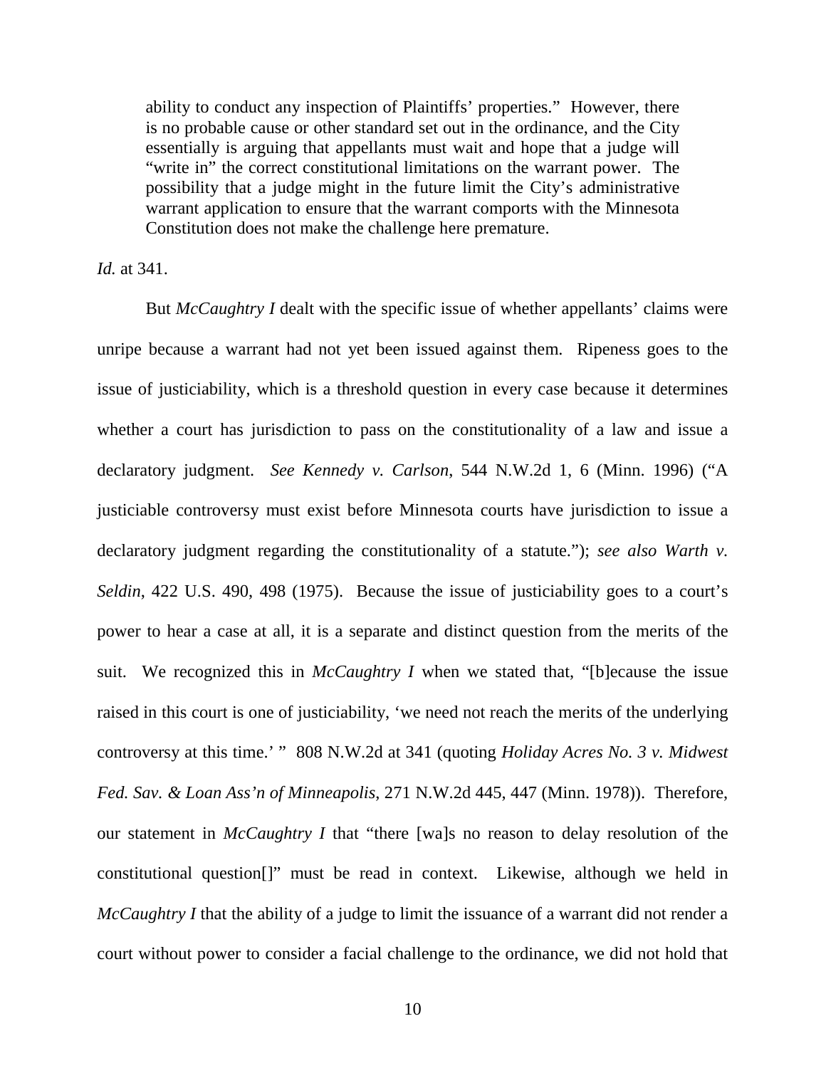> ability to conduct any inspection of Plaintiffs' properties." However, there is no probable cause or other standard set out in the ordinance, and the City essentially is arguing that appellants must wait and hope that a judge will "write in" the correct constitutional limitations on the warrant power. The possibility that a judge might in the future limit the City's administrative warrant application to ensure that the warrant comports with the Minnesota Constitution does not make the challenge here premature.

*Id.* at 341.

But *McCaughtry I* dealt with the specific issue of whether appellants' claims were unripe because a warrant had not yet been issued against them. Ripeness goes to the issue of justiciability, which is a threshold question in every case because it determines whether a court has jurisdiction to pass on the constitutionality of a law and issue a declaratory judgment. *See Kennedy v. Carlson*, 544 N.W.2d 1, 6 (Minn. 1996) ("A justiciable controversy must exist before Minnesota courts have jurisdiction to issue a declaratory judgment regarding the constitutionality of a statute."); *see also Warth v. Seldin*, 422 U.S. 490, 498 (1975). Because the issue of justiciability goes to a court's power to hear a case at all, it is a separate and distinct question from the merits of the suit. We recognized this in *McCaughtry I* when we stated that, "[b]ecause the issue raised in this court is one of justiciability, 'we need not reach the merits of the underlying controversy at this time.' " 808 N.W.2d at 341 (quoting *Holiday Acres No. 3 v. Midwest Fed. Sav. & Loan Ass'n of Minneapolis*, 271 N.W.2d 445, 447 (Minn. 1978)). Therefore, our statement in *McCaughtry I* that "there [wa]s no reason to delay resolution of the constitutional question[]" must be read in context. Likewise, although we held in *McCaughtry I* that the ability of a judge to limit the issuance of a warrant did not render a court without power to consider a facial challenge to the ordinance, we did not hold that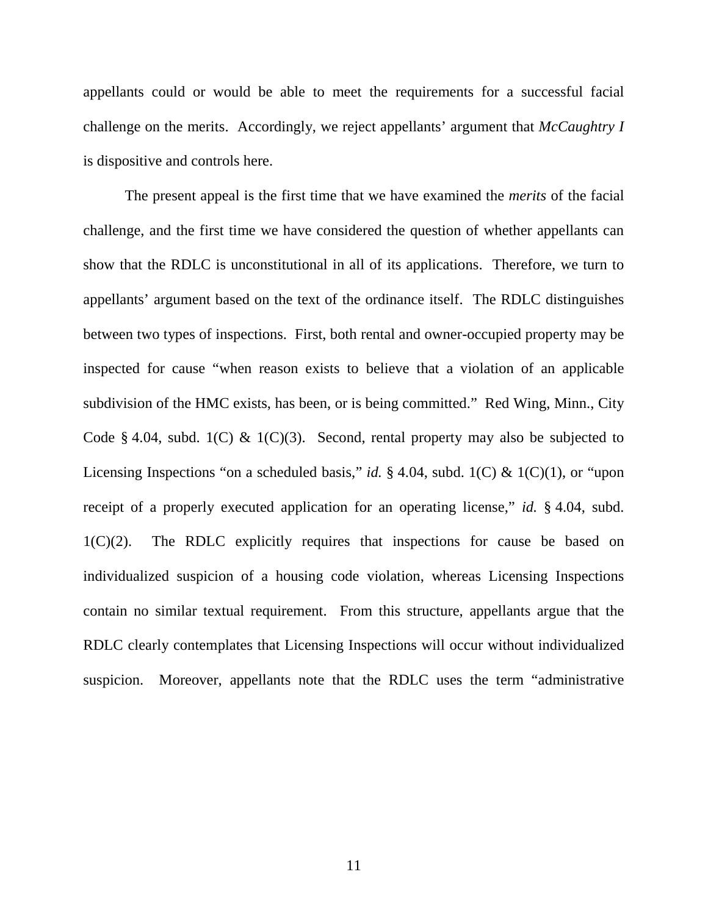appellants could or would be able to meet the requirements for a successful facial challenge on the merits. Accordingly, we reject appellants' argument that *McCaughtry I* is dispositive and controls here.

The present appeal is the first time that we have examined the *merits* of the facial challenge, and the first time we have considered the question of whether appellants can show that the RDLC is unconstitutional in all of its applications. Therefore, we turn to appellants' argument based on the text of the ordinance itself. The RDLC distinguishes between two types of inspections. First, both rental and owner-occupied property may be inspected for cause "when reason exists to believe that a violation of an applicable subdivision of the HMC exists, has been, or is being committed." Red Wing, Minn., City Code § 4.04, subd. 1(C) & 1(C)(3). Second, rental property may also be subjected to Licensing Inspections "on a scheduled basis," *id.* § 4.04, subd. 1(C) & 1(C)(1), or "upon receipt of a properly executed application for an operating license," *id.* § 4.04, subd. 1(C)(2). The RDLC explicitly requires that inspections for cause be based on individualized suspicion of a housing code violation, whereas Licensing Inspections contain no similar textual requirement. From this structure, appellants argue that the RDLC clearly contemplates that Licensing Inspections will occur without individualized suspicion. Moreover, appellants note that the RDLC uses the term "administrative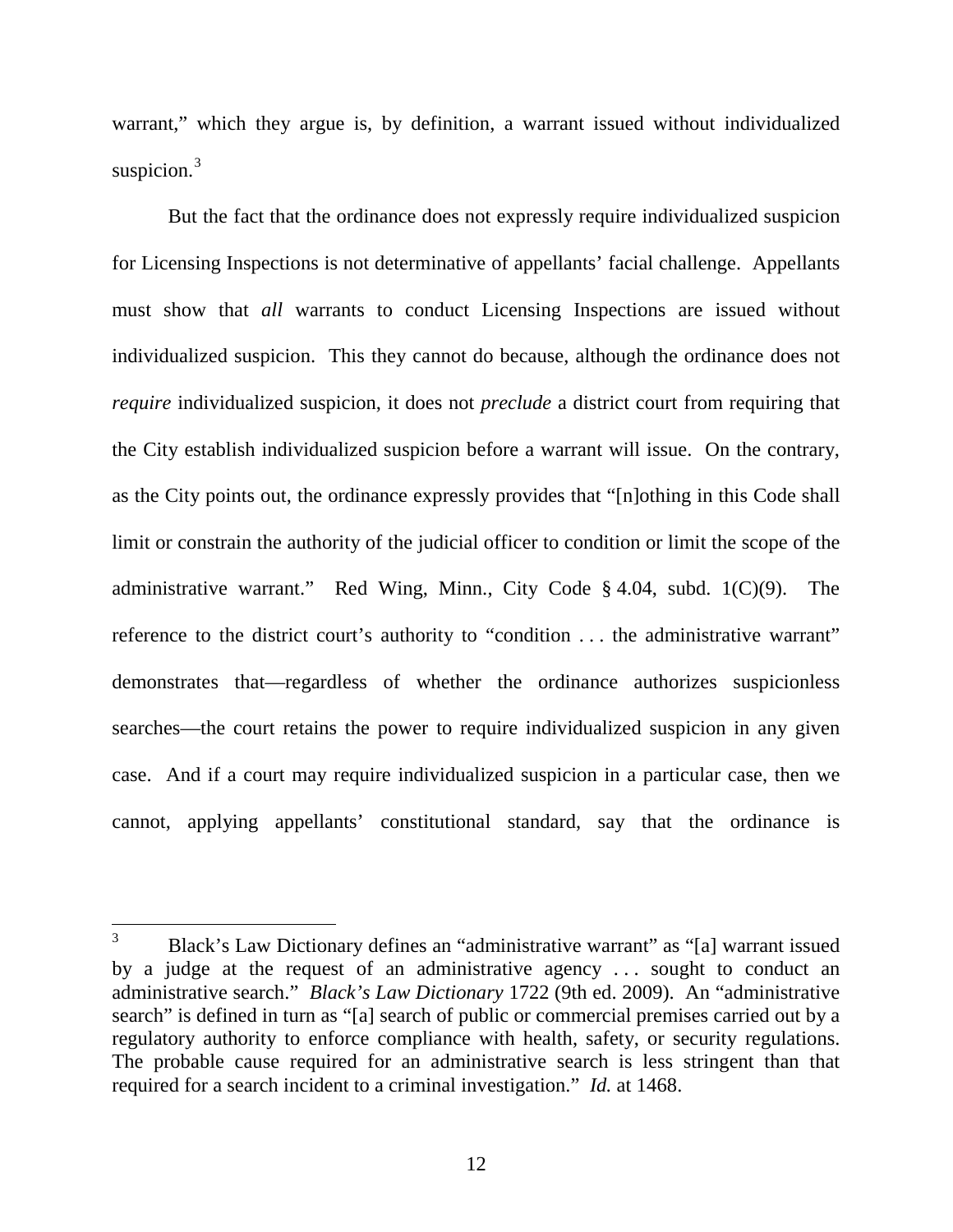warrant," which they argue is, by definition, a warrant issued without individualized suspicion.[3]

But the fact that the ordinance does not expressly require individualized suspicion for Licensing Inspections is not determinative of appellants' facial challenge. Appellants must show that *all* warrants to conduct Licensing Inspections are issued without individualized suspicion. This they cannot do because, although the ordinance does not *require* individualized suspicion, it does not *preclude* a district court from requiring that the City establish individualized suspicion before a warrant will issue. On the contrary, as the City points out, the ordinance expressly provides that "[n]othing in this Code shall limit or constrain the authority of the judicial officer to condition or limit the scope of the administrative warrant." Red Wing, Minn., City Code § 4.04, subd. 1(C)(9). The reference to the district court's authority to "condition . . . the administrative warrant" demonstrates that—regardless of whether the ordinance authorizes suspicionless searches—the court retains the power to require individualized suspicion in any given case. And if a court may require individualized suspicion in a particular case, then we cannot, applying appellants' constitutional standard, say that the ordinance is

---

[3] Black's Law Dictionary defines an "administrative warrant" as "[a] warrant issued by a judge at the request of an administrative agency . . . sought to conduct an administrative search." *Black's Law Dictionary* 1722 (9th ed. 2009). An "administrative search" is defined in turn as "[a] search of public or commercial premises carried out by a regulatory authority to enforce compliance with health, safety, or security regulations. The probable cause required for an administrative search is less stringent than that required for a search incident to a criminal investigation." *Id.* at 1468.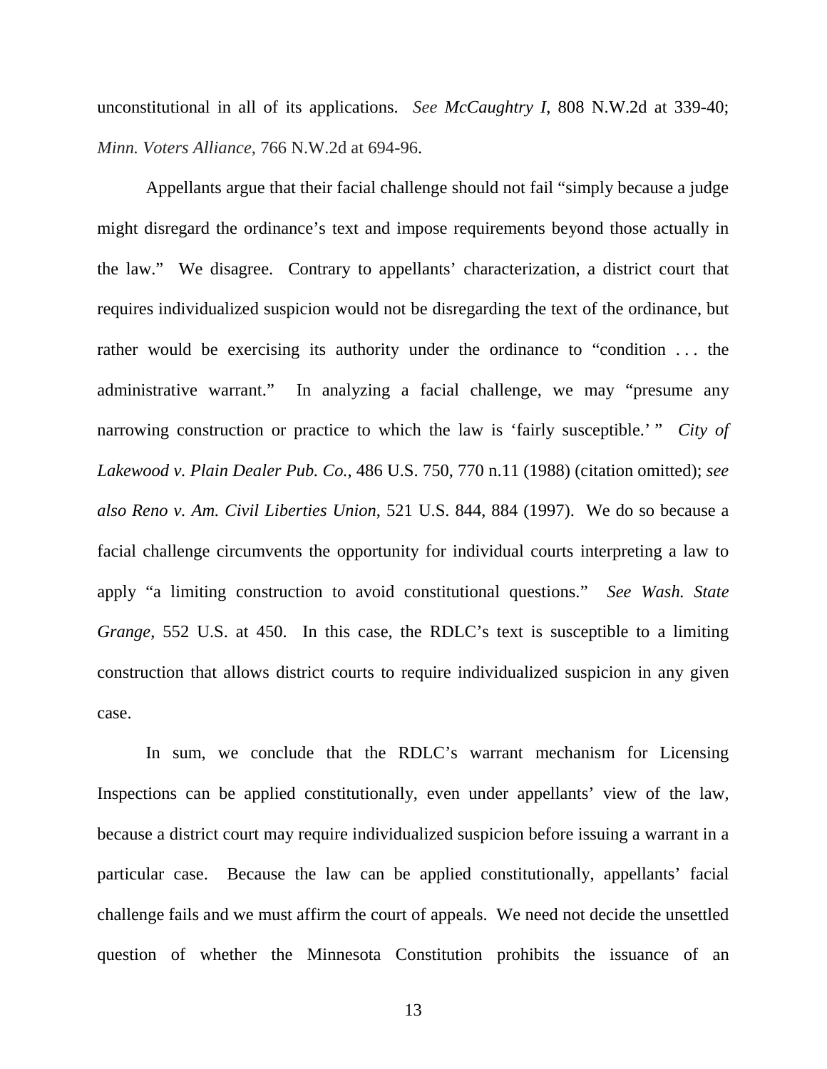unconstitutional in all of its applications. *See McCaughtry I*, 808 N.W.2d at 339-40; *Minn. Voters Alliance*, 766 N.W.2d at 694-96.

Appellants argue that their facial challenge should not fail "simply because a judge might disregard the ordinance's text and impose requirements beyond those actually in the law." We disagree. Contrary to appellants' characterization, a district court that requires individualized suspicion would not be disregarding the text of the ordinance, but rather would be exercising its authority under the ordinance to "condition . . . the administrative warrant." In analyzing a facial challenge, we may "presume any narrowing construction or practice to which the law is 'fairly susceptible.' " *City of Lakewood v. Plain Dealer Pub. Co.*, 486 U.S. 750, 770 n.11 (1988) (citation omitted); *see also Reno v. Am. Civil Liberties Union*, 521 U.S. 844, 884 (1997). We do so because a facial challenge circumvents the opportunity for individual courts interpreting a law to apply "a limiting construction to avoid constitutional questions." *See Wash. State Grange*, 552 U.S. at 450. In this case, the RDLC's text is susceptible to a limiting construction that allows district courts to require individualized suspicion in any given case.

In sum, we conclude that the RDLC's warrant mechanism for Licensing Inspections can be applied constitutionally, even under appellants' view of the law, because a district court may require individualized suspicion before issuing a warrant in a particular case. Because the law can be applied constitutionally, appellants' facial challenge fails and we must affirm the court of appeals. We need not decide the unsettled question of whether the Minnesota Constitution prohibits the issuance of an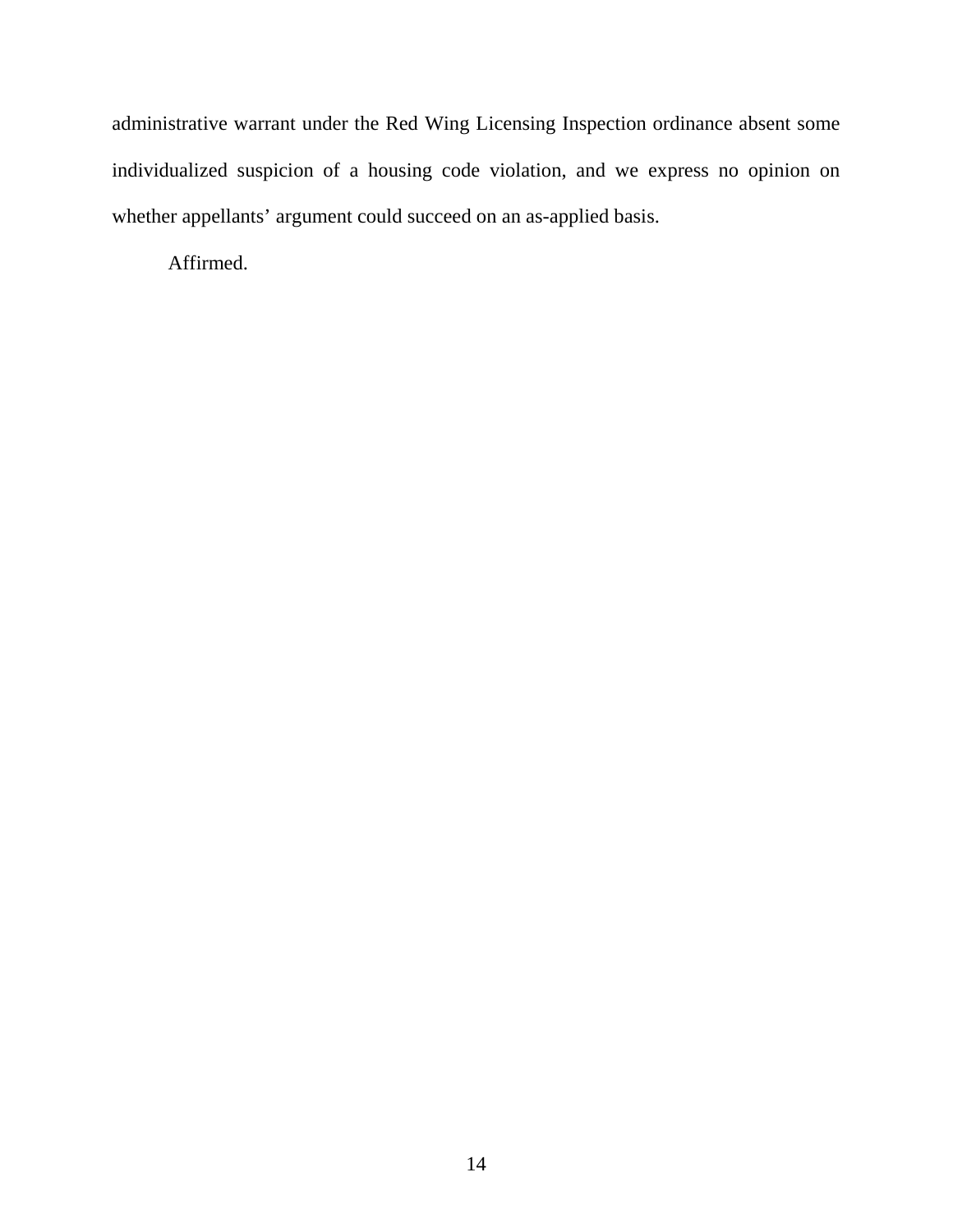administrative warrant under the Red Wing Licensing Inspection ordinance absent some individualized suspicion of a housing code violation, and we express no opinion on whether appellants' argument could succeed on an as-applied basis.

Affirmed.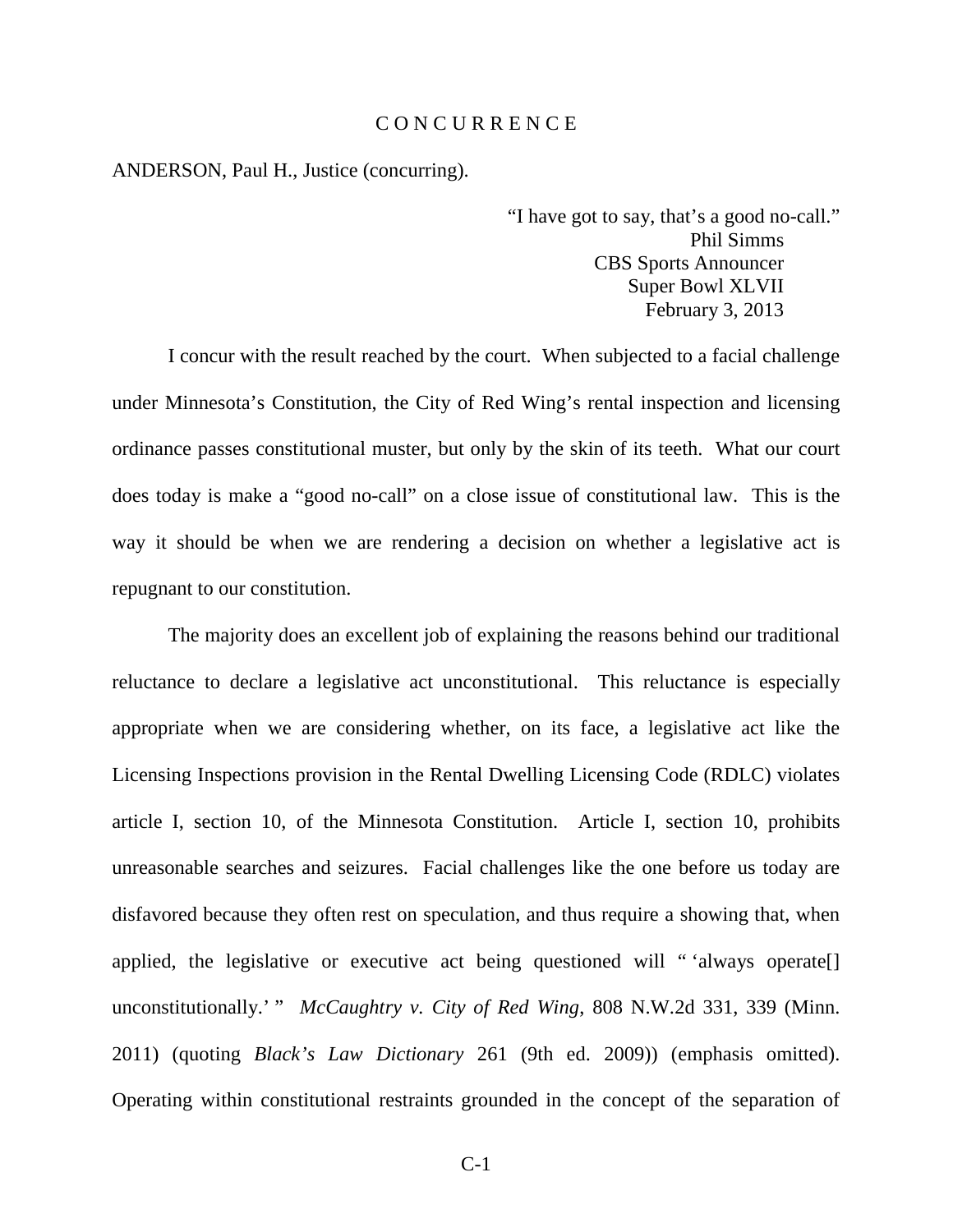# C O N C U R R E N C E

ANDERSON, Paul H., Justice (concurring).

> "I have got to say, that's a good no-call."
> Phil Simms
> CBS Sports Announcer
> Super Bowl XLVII
> February 3, 2013

I concur with the result reached by the court. When subjected to a facial challenge under Minnesota's Constitution, the City of Red Wing's rental inspection and licensing ordinance passes constitutional muster, but only by the skin of its teeth. What our court does today is make a "good no-call" on a close issue of constitutional law. This is the way it should be when we are rendering a decision on whether a legislative act is repugnant to our constitution.

The majority does an excellent job of explaining the reasons behind our traditional reluctance to declare a legislative act unconstitutional. This reluctance is especially appropriate when we are considering whether, on its face, a legislative act like the Licensing Inspections provision in the Rental Dwelling Licensing Code (RDLC) violates article I, section 10, of the Minnesota Constitution. Article I, section 10, prohibits unreasonable searches and seizures. Facial challenges like the one before us today are disfavored because they often rest on speculation, and thus require a showing that, when applied, the legislative or executive act being questioned will " 'always operate[] unconstitutionally.' " *McCaughtry v. City of Red Wing*, 808 N.W.2d 331, 339 (Minn. 2011) (quoting *Black's Law Dictionary* 261 (9th ed. 2009)) (emphasis omitted). Operating within constitutional restraints grounded in the concept of the separation of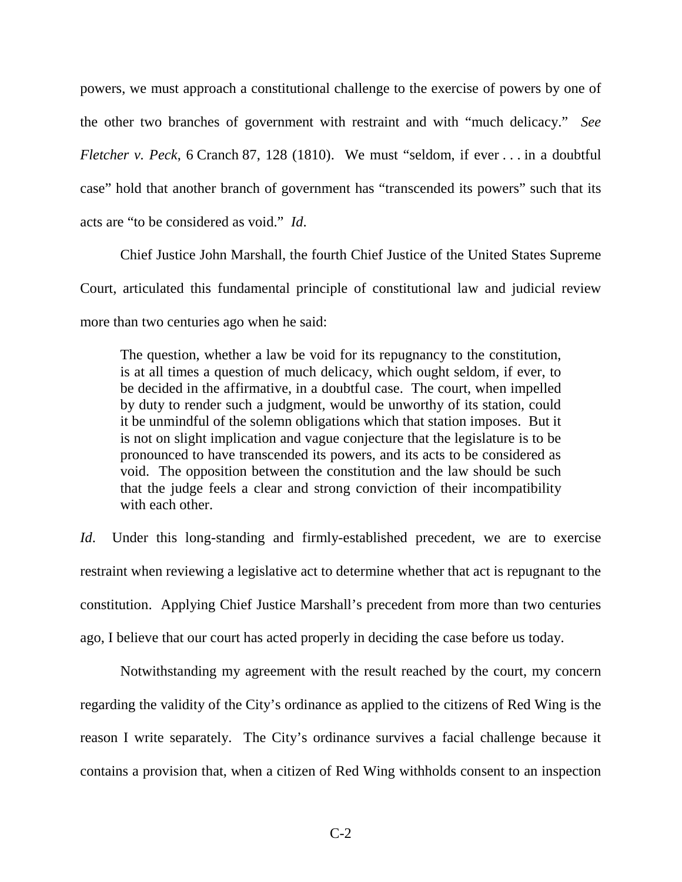powers, we must approach a constitutional challenge to the exercise of powers by one of the other two branches of government with restraint and with "much delicacy." *See Fletcher v. Peck*, 6 Cranch 87, 128 (1810). We must "seldom, if ever . . . in a doubtful case" hold that another branch of government has "transcended its powers" such that its acts are "to be considered as void." *Id*.

Chief Justice John Marshall, the fourth Chief Justice of the United States Supreme Court, articulated this fundamental principle of constitutional law and judicial review more than two centuries ago when he said:

> The question, whether a law be void for its repugnancy to the constitution, is at all times a question of much delicacy, which ought seldom, if ever, to be decided in the affirmative, in a doubtful case. The court, when impelled by duty to render such a judgment, would be unworthy of its station, could it be unmindful of the solemn obligations which that station imposes. But it is not on slight implication and vague conjecture that the legislature is to be pronounced to have transcended its powers, and its acts to be considered as void. The opposition between the constitution and the law should be such that the judge feels a clear and strong conviction of their incompatibility with each other.

*Id*. Under this long-standing and firmly-established precedent, we are to exercise restraint when reviewing a legislative act to determine whether that act is repugnant to the constitution. Applying Chief Justice Marshall's precedent from more than two centuries ago, I believe that our court has acted properly in deciding the case before us today.

Notwithstanding my agreement with the result reached by the court, my concern regarding the validity of the City's ordinance as applied to the citizens of Red Wing is the reason I write separately. The City's ordinance survives a facial challenge because it contains a provision that, when a citizen of Red Wing withholds consent to an inspection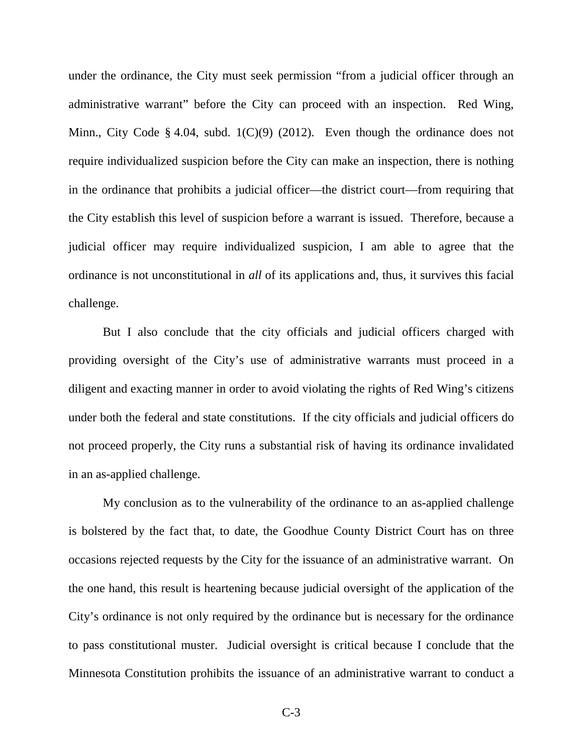under the ordinance, the City must seek permission "from a judicial officer through an administrative warrant" before the City can proceed with an inspection. Red Wing, Minn., City Code § 4.04, subd. 1(C)(9) (2012). Even though the ordinance does not require individualized suspicion before the City can make an inspection, there is nothing in the ordinance that prohibits a judicial officer—the district court—from requiring that the City establish this level of suspicion before a warrant is issued. Therefore, because a judicial officer may require individualized suspicion, I am able to agree that the ordinance is not unconstitutional in *all* of its applications and, thus, it survives this facial challenge.

But I also conclude that the city officials and judicial officers charged with providing oversight of the City's use of administrative warrants must proceed in a diligent and exacting manner in order to avoid violating the rights of Red Wing's citizens under both the federal and state constitutions. If the city officials and judicial officers do not proceed properly, the City runs a substantial risk of having its ordinance invalidated in an as-applied challenge.

My conclusion as to the vulnerability of the ordinance to an as-applied challenge is bolstered by the fact that, to date, the Goodhue County District Court has on three occasions rejected requests by the City for the issuance of an administrative warrant. On the one hand, this result is heartening because judicial oversight of the application of the City's ordinance is not only required by the ordinance but is necessary for the ordinance to pass constitutional muster. Judicial oversight is critical because I conclude that the Minnesota Constitution prohibits the issuance of an administrative warrant to conduct a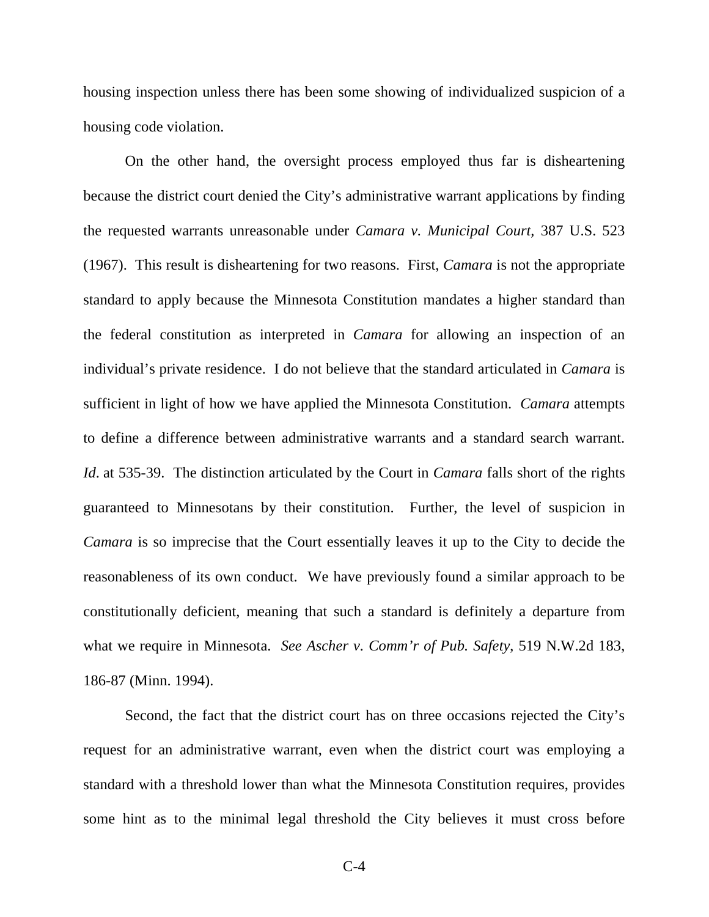housing inspection unless there has been some showing of individualized suspicion of a housing code violation.

On the other hand, the oversight process employed thus far is disheartening because the district court denied the City's administrative warrant applications by finding the requested warrants unreasonable under *Camara v. Municipal Court*, 387 U.S. 523 (1967). This result is disheartening for two reasons. First, *Camara* is not the appropriate standard to apply because the Minnesota Constitution mandates a higher standard than the federal constitution as interpreted in *Camara* for allowing an inspection of an individual's private residence. I do not believe that the standard articulated in *Camara* is sufficient in light of how we have applied the Minnesota Constitution. *Camara* attempts to define a difference between administrative warrants and a standard search warrant. *Id*. at 535-39. The distinction articulated by the Court in *Camara* falls short of the rights guaranteed to Minnesotans by their constitution. Further, the level of suspicion in *Camara* is so imprecise that the Court essentially leaves it up to the City to decide the reasonableness of its own conduct. We have previously found a similar approach to be constitutionally deficient, meaning that such a standard is definitely a departure from what we require in Minnesota. *See Ascher v. Comm'r of Pub. Safety*, 519 N.W.2d 183, 186-87 (Minn. 1994).

Second, the fact that the district court has on three occasions rejected the City's request for an administrative warrant, even when the district court was employing a standard with a threshold lower than what the Minnesota Constitution requires, provides some hint as to the minimal legal threshold the City believes it must cross before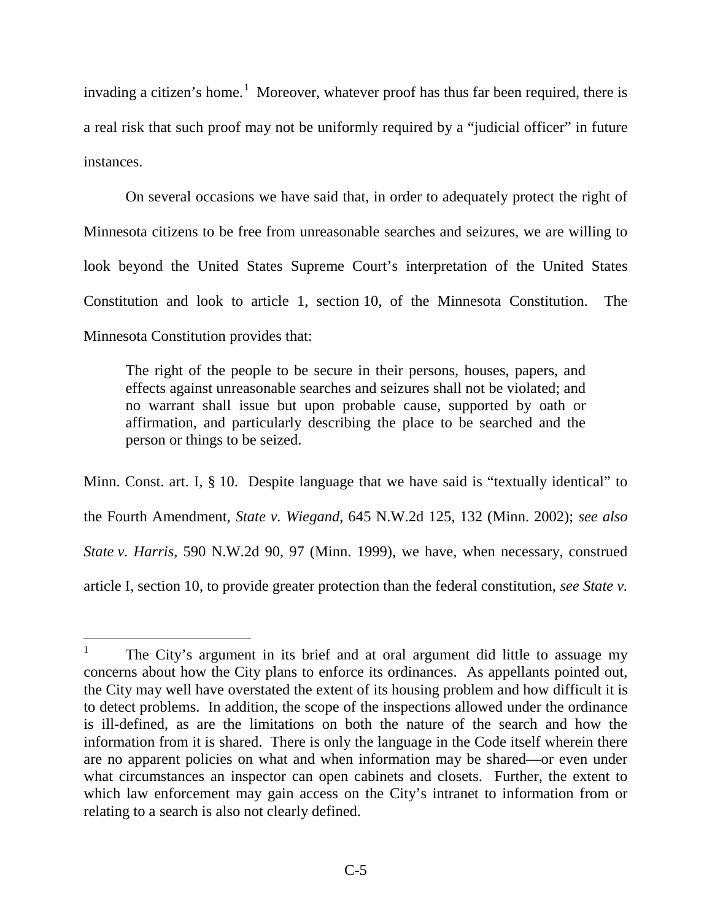invading a citizen's home.[1] Moreover, whatever proof has thus far been required, there is a real risk that such proof may not be uniformly required by a "judicial officer" in future instances.

On several occasions we have said that, in order to adequately protect the right of Minnesota citizens to be free from unreasonable searches and seizures, we are willing to look beyond the United States Supreme Court's interpretation of the United States Constitution and look to article 1, section 10, of the Minnesota Constitution. The Minnesota Constitution provides that:

> The right of the people to be secure in their persons, houses, papers, and effects against unreasonable searches and seizures shall not be violated; and no warrant shall issue but upon probable cause, supported by oath or affirmation, and particularly describing the place to be searched and the person or things to be seized.

Minn. Const. art. I, § 10. Despite language that we have said is "textually identical" to the Fourth Amendment, *State v. Wiegand*, 645 N.W.2d 125, 132 (Minn. 2002); *see also State v. Harris*, 590 N.W.2d 90, 97 (Minn. 1999), we have, when necessary, construed article I, section 10, to provide greater protection than the federal constitution, *see State v.*

---

[1] The City's argument in its brief and at oral argument did little to assuage my concerns about how the City plans to enforce its ordinances. As appellants pointed out, the City may well have overstated the extent of its housing problem and how difficult it is to detect problems. In addition, the scope of the inspections allowed under the ordinance is ill-defined, as are the limitations on both the nature of the search and how the information from it is shared. There is only the language in the Code itself wherein there are no apparent policies on what and when information may be shared—or even under what circumstances an inspector can open cabinets and closets. Further, the extent to which law enforcement may gain access on the City's intranet to information from or relating to a search is also not clearly defined.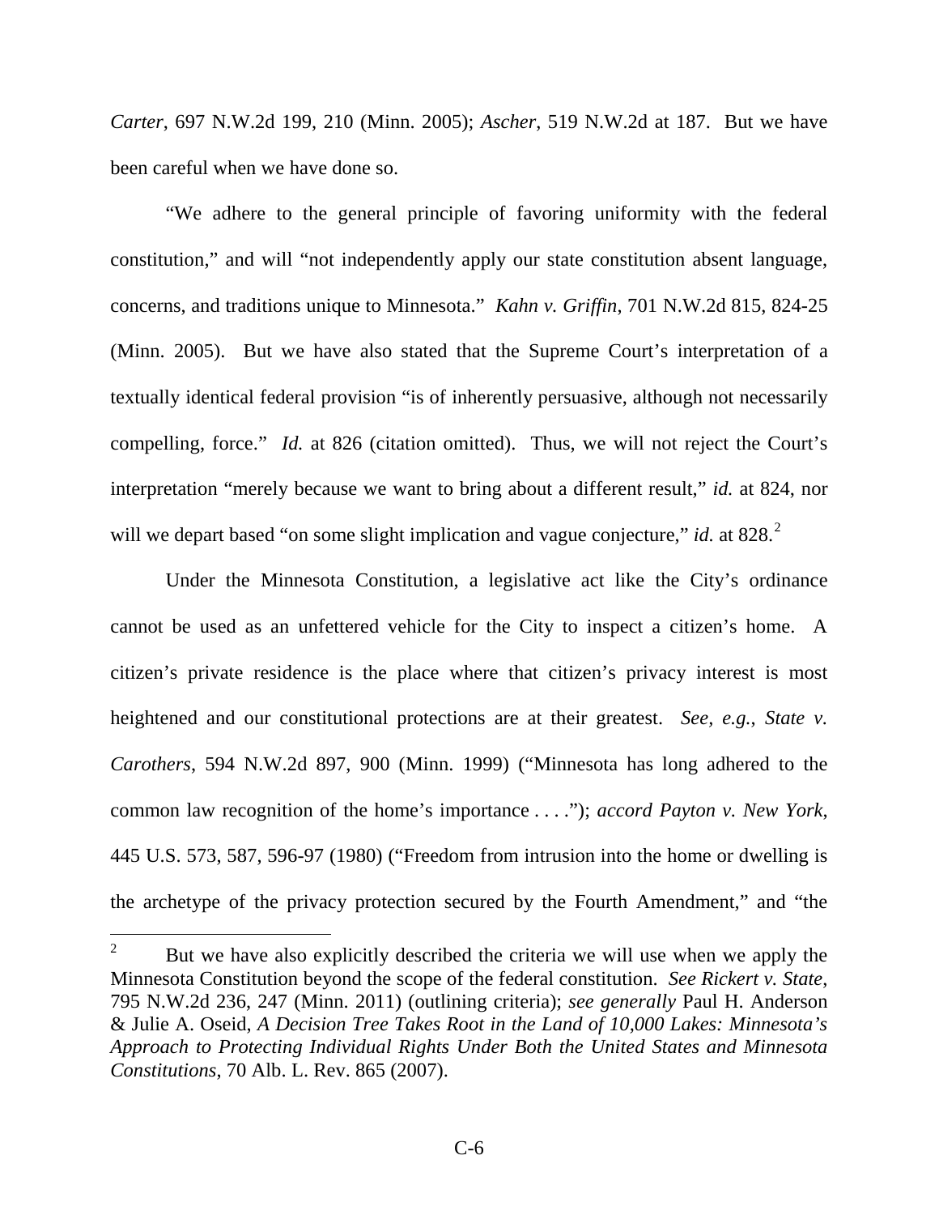*Carter*, 697 N.W.2d 199, 210 (Minn. 2005); *Ascher*, 519 N.W.2d at 187. But we have been careful when we have done so.

"We adhere to the general principle of favoring uniformity with the federal constitution," and will "not independently apply our state constitution absent language, concerns, and traditions unique to Minnesota." *Kahn v. Griffin*, 701 N.W.2d 815, 824-25 (Minn. 2005). But we have also stated that the Supreme Court's interpretation of a textually identical federal provision "is of inherently persuasive, although not necessarily compelling, force." *Id.* at 826 (citation omitted). Thus, we will not reject the Court's interpretation "merely because we want to bring about a different result," *id.* at 824, nor will we depart based "on some slight implication and vague conjecture," *id.* at 828.[2]

Under the Minnesota Constitution, a legislative act like the City's ordinance cannot be used as an unfettered vehicle for the City to inspect a citizen's home. A citizen's private residence is the place where that citizen's privacy interest is most heightened and our constitutional protections are at their greatest. *See, e.g.*, *State v. Carothers*, 594 N.W.2d 897, 900 (Minn. 1999) ("Minnesota has long adhered to the common law recognition of the home's importance . . . ."); *accord Payton v. New York*, 445 U.S. 573, 587, 596-97 (1980) ("Freedom from intrusion into the home or dwelling is the archetype of the privacy protection secured by the Fourth Amendment," and "the

---

[2] But we have also explicitly described the criteria we will use when we apply the Minnesota Constitution beyond the scope of the federal constitution. *See Rickert v. State*, 795 N.W.2d 236, 247 (Minn. 2011) (outlining criteria); *see generally* Paul H. Anderson & Julie A. Oseid, *A Decision Tree Takes Root in the Land of 10,000 Lakes: Minnesota's Approach to Protecting Individual Rights Under Both the United States and Minnesota Constitutions*, 70 Alb. L. Rev. 865 (2007).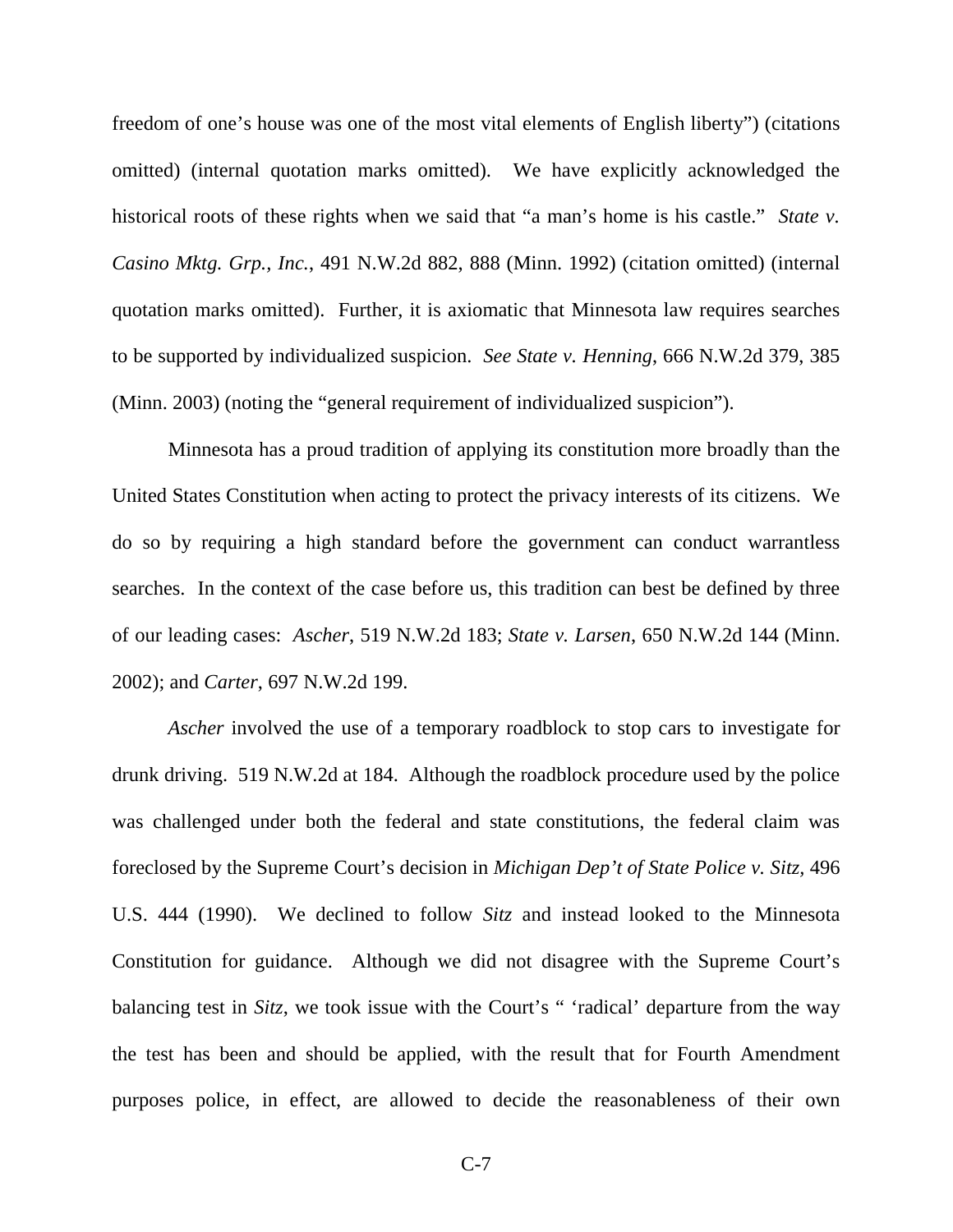freedom of one's house was one of the most vital elements of English liberty") (citations omitted) (internal quotation marks omitted). We have explicitly acknowledged the historical roots of these rights when we said that "a man's home is his castle." *State v. Casino Mktg. Grp., Inc.*, 491 N.W.2d 882, 888 (Minn. 1992) (citation omitted) (internal quotation marks omitted). Further, it is axiomatic that Minnesota law requires searches to be supported by individualized suspicion. *See State v. Henning*, 666 N.W.2d 379, 385 (Minn. 2003) (noting the "general requirement of individualized suspicion").

Minnesota has a proud tradition of applying its constitution more broadly than the United States Constitution when acting to protect the privacy interests of its citizens. We do so by requiring a high standard before the government can conduct warrantless searches. In the context of the case before us, this tradition can best be defined by three of our leading cases: *Ascher*, 519 N.W.2d 183; *State v. Larsen*, 650 N.W.2d 144 (Minn. 2002); and *Carter*, 697 N.W.2d 199.

*Ascher* involved the use of a temporary roadblock to stop cars to investigate for drunk driving. 519 N.W.2d at 184. Although the roadblock procedure used by the police was challenged under both the federal and state constitutions, the federal claim was foreclosed by the Supreme Court's decision in *Michigan Dep't of State Police v. Sitz*, 496 U.S. 444 (1990). We declined to follow *Sitz* and instead looked to the Minnesota Constitution for guidance. Although we did not disagree with the Supreme Court's balancing test in *Sitz*, we took issue with the Court's " 'radical' departure from the way the test has been and should be applied, with the result that for Fourth Amendment purposes police, in effect, are allowed to decide the reasonableness of their own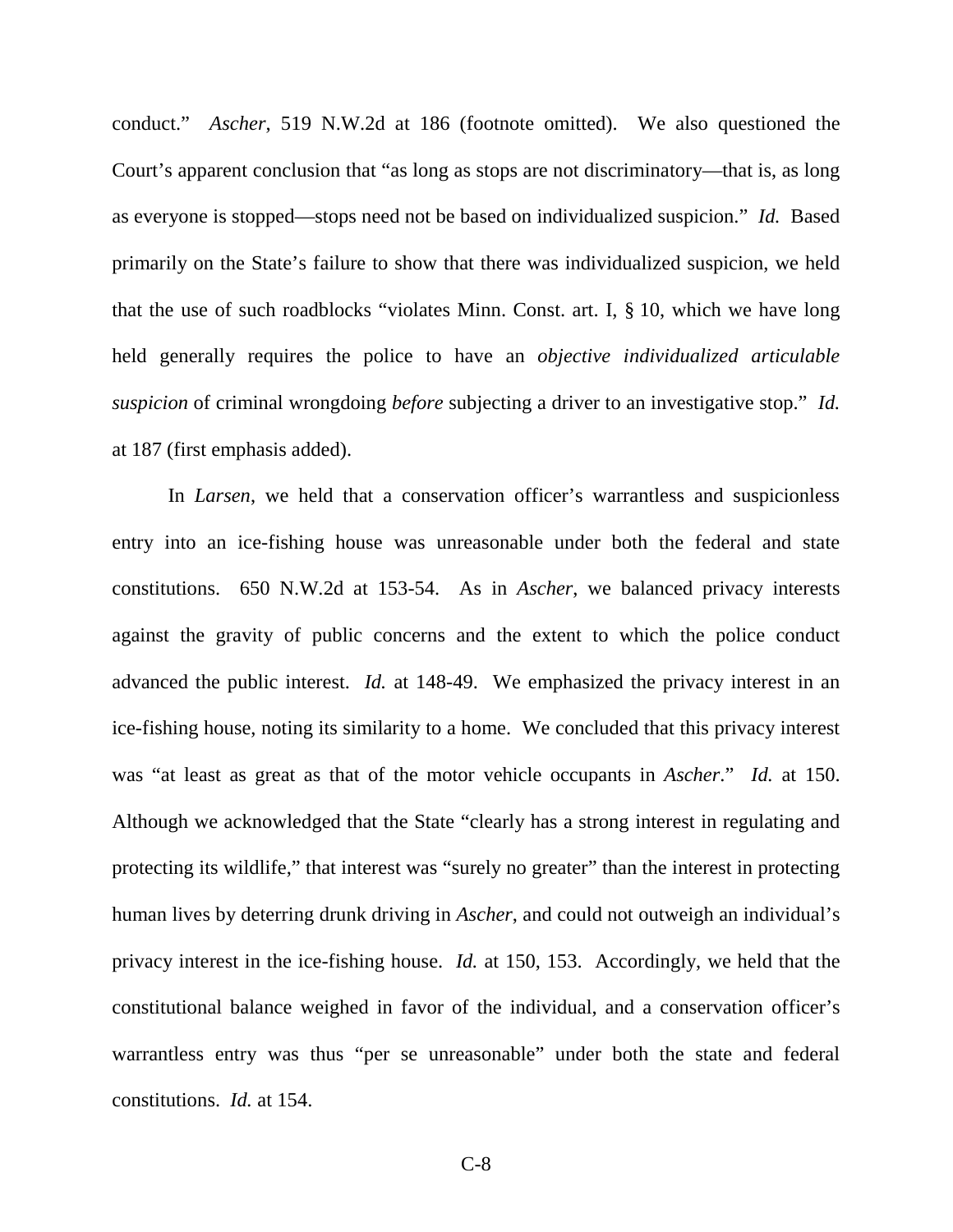conduct." *Ascher*, 519 N.W.2d at 186 (footnote omitted). We also questioned the Court's apparent conclusion that "as long as stops are not discriminatory—that is, as long as everyone is stopped—stops need not be based on individualized suspicion." *Id.* Based primarily on the State's failure to show that there was individualized suspicion, we held that the use of such roadblocks "violates Minn. Const. art. I, § 10, which we have long held generally requires the police to have an *objective individualized articulable suspicion* of criminal wrongdoing *before* subjecting a driver to an investigative stop." *Id.* at 187 (first emphasis added).

In *Larsen*, we held that a conservation officer's warrantless and suspicionless entry into an ice-fishing house was unreasonable under both the federal and state constitutions. 650 N.W.2d at 153-54. As in *Ascher*, we balanced privacy interests against the gravity of public concerns and the extent to which the police conduct advanced the public interest. *Id.* at 148-49. We emphasized the privacy interest in an ice-fishing house, noting its similarity to a home. We concluded that this privacy interest was "at least as great as that of the motor vehicle occupants in *Ascher*." *Id.* at 150. Although we acknowledged that the State "clearly has a strong interest in regulating and protecting its wildlife," that interest was "surely no greater" than the interest in protecting human lives by deterring drunk driving in *Ascher*, and could not outweigh an individual's privacy interest in the ice-fishing house. *Id.* at 150, 153. Accordingly, we held that the constitutional balance weighed in favor of the individual, and a conservation officer's warrantless entry was thus "per se unreasonable" under both the state and federal constitutions. *Id.* at 154.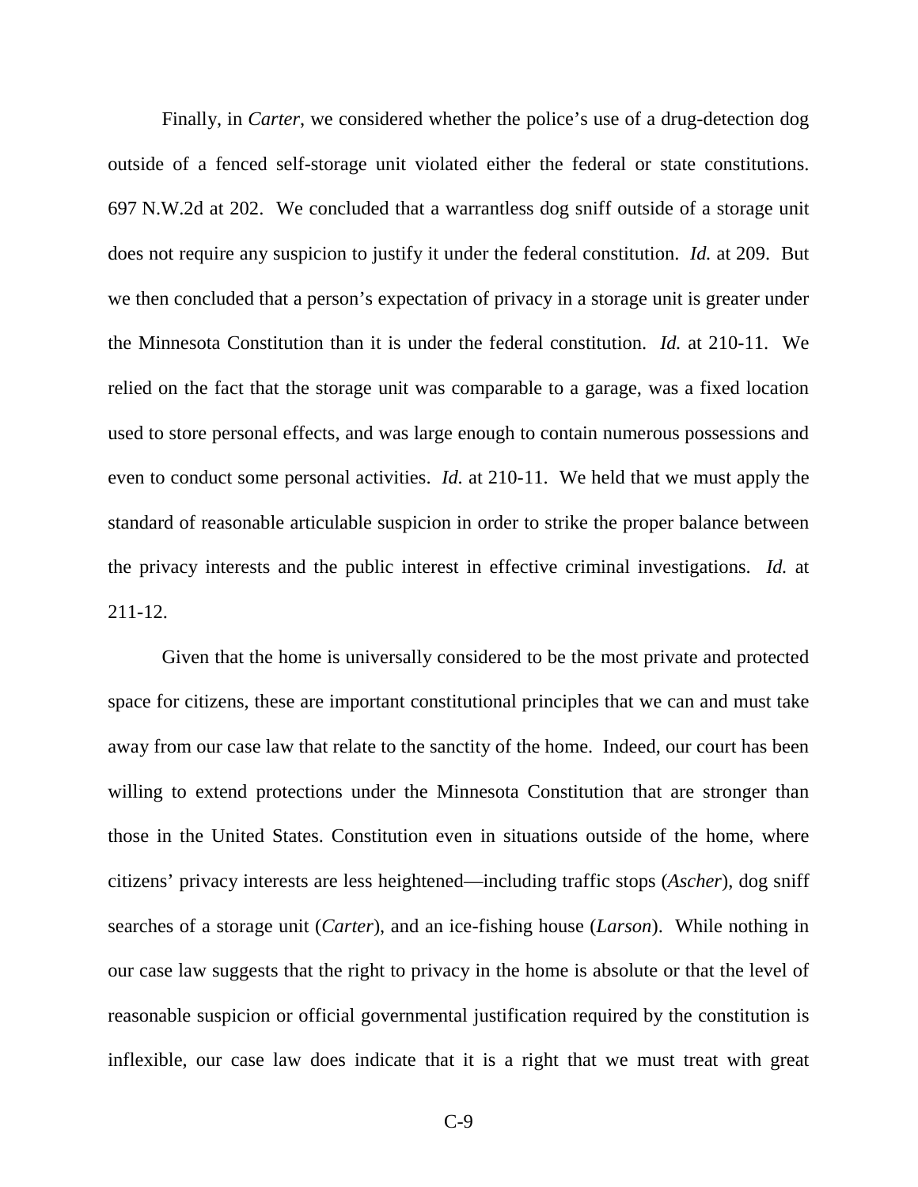Finally, in *Carter*, we considered whether the police's use of a drug-detection dog outside of a fenced self-storage unit violated either the federal or state constitutions. 697 N.W.2d at 202. We concluded that a warrantless dog sniff outside of a storage unit does not require any suspicion to justify it under the federal constitution. *Id.* at 209. But we then concluded that a person's expectation of privacy in a storage unit is greater under the Minnesota Constitution than it is under the federal constitution. *Id.* at 210-11. We relied on the fact that the storage unit was comparable to a garage, was a fixed location used to store personal effects, and was large enough to contain numerous possessions and even to conduct some personal activities. *Id.* at 210-11. We held that we must apply the standard of reasonable articulable suspicion in order to strike the proper balance between the privacy interests and the public interest in effective criminal investigations. *Id.* at 211-12.

Given that the home is universally considered to be the most private and protected space for citizens, these are important constitutional principles that we can and must take away from our case law that relate to the sanctity of the home. Indeed, our court has been willing to extend protections under the Minnesota Constitution that are stronger than those in the United States. Constitution even in situations outside of the home, where citizens' privacy interests are less heightened—including traffic stops (*Ascher*), dog sniff searches of a storage unit (*Carter*), and an ice-fishing house (*Larson*). While nothing in our case law suggests that the right to privacy in the home is absolute or that the level of reasonable suspicion or official governmental justification required by the constitution is inflexible, our case law does indicate that it is a right that we must treat with great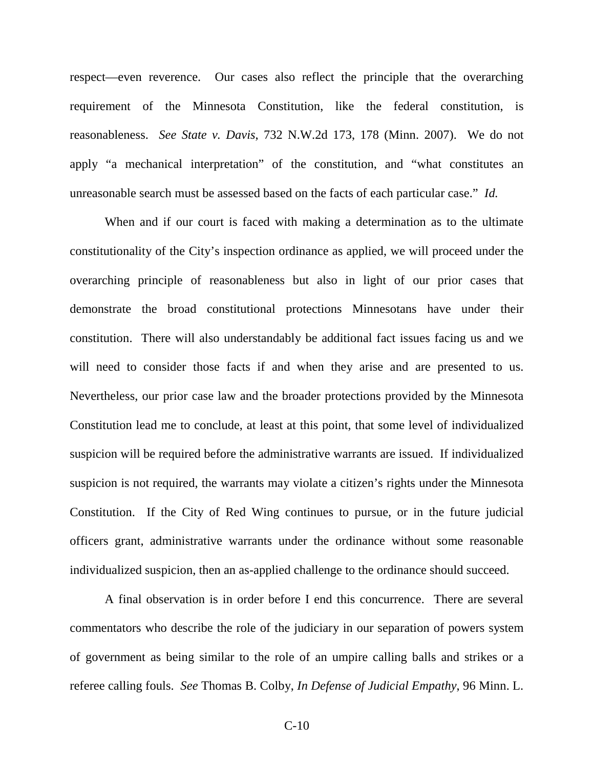respect—even reverence. Our cases also reflect the principle that the overarching requirement of the Minnesota Constitution, like the federal constitution, is reasonableness. *See State v. Davis*, 732 N.W.2d 173, 178 (Minn. 2007). We do not apply "a mechanical interpretation" of the constitution, and "what constitutes an unreasonable search must be assessed based on the facts of each particular case." *Id.*

When and if our court is faced with making a determination as to the ultimate constitutionality of the City's inspection ordinance as applied, we will proceed under the overarching principle of reasonableness but also in light of our prior cases that demonstrate the broad constitutional protections Minnesotans have under their constitution. There will also understandably be additional fact issues facing us and we will need to consider those facts if and when they arise and are presented to us. Nevertheless, our prior case law and the broader protections provided by the Minnesota Constitution lead me to conclude, at least at this point, that some level of individualized suspicion will be required before the administrative warrants are issued. If individualized suspicion is not required, the warrants may violate a citizen's rights under the Minnesota Constitution. If the City of Red Wing continues to pursue, or in the future judicial officers grant, administrative warrants under the ordinance without some reasonable individualized suspicion, then an as-applied challenge to the ordinance should succeed.

A final observation is in order before I end this concurrence. There are several commentators who describe the role of the judiciary in our separation of powers system of government as being similar to the role of an umpire calling balls and strikes or a referee calling fouls. *See* Thomas B. Colby, *In Defense of Judicial Empathy*, 96 Minn. L.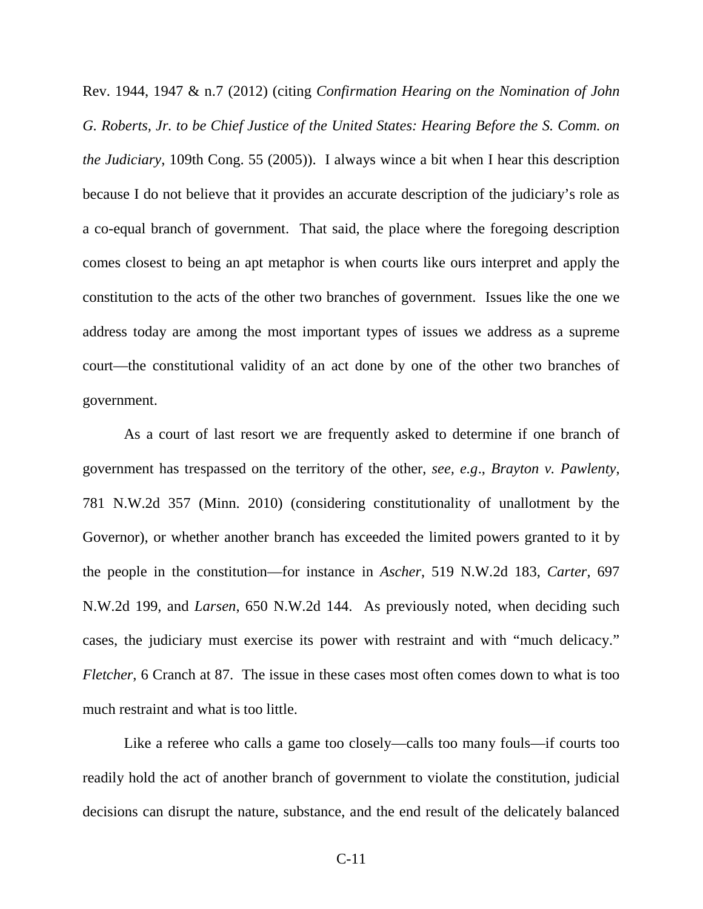Rev. 1944, 1947 & n.7 (2012) (citing *Confirmation Hearing on the Nomination of John G. Roberts, Jr. to be Chief Justice of the United States: Hearing Before the S. Comm. on the Judiciary*, 109th Cong. 55 (2005)). I always wince a bit when I hear this description because I do not believe that it provides an accurate description of the judiciary's role as a co-equal branch of government. That said, the place where the foregoing description comes closest to being an apt metaphor is when courts like ours interpret and apply the constitution to the acts of the other two branches of government. Issues like the one we address today are among the most important types of issues we address as a supreme court—the constitutional validity of an act done by one of the other two branches of government.

As a court of last resort we are frequently asked to determine if one branch of government has trespassed on the territory of the other, *see, e.g*., *Brayton v. Pawlenty*, 781 N.W.2d 357 (Minn. 2010) (considering constitutionality of unallotment by the Governor), or whether another branch has exceeded the limited powers granted to it by the people in the constitution—for instance in *Ascher*, 519 N.W.2d 183, *Carter*, 697 N.W.2d 199, and *Larsen*, 650 N.W.2d 144. As previously noted, when deciding such cases, the judiciary must exercise its power with restraint and with "much delicacy." *Fletcher*, 6 Cranch at 87. The issue in these cases most often comes down to what is too much restraint and what is too little.

Like a referee who calls a game too closely—calls too many fouls—if courts too readily hold the act of another branch of government to violate the constitution, judicial decisions can disrupt the nature, substance, and the end result of the delicately balanced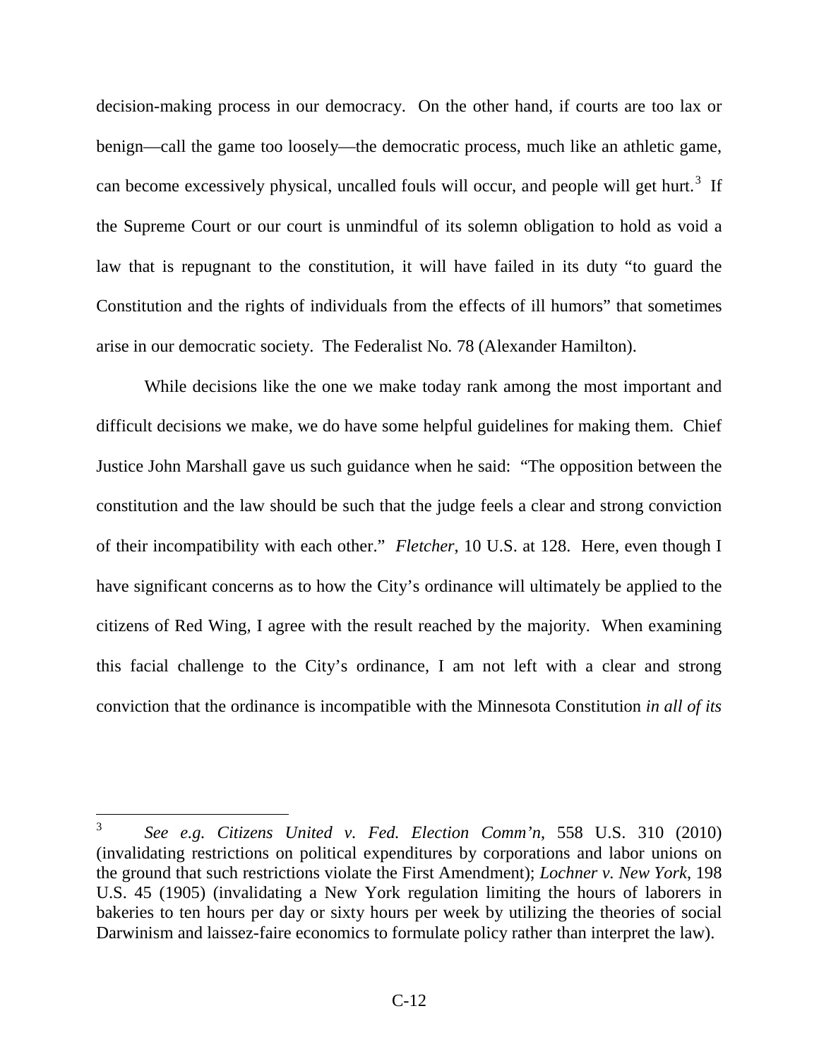decision-making process in our democracy. On the other hand, if courts are too lax or benign—call the game too loosely—the democratic process, much like an athletic game, can become excessively physical, uncalled fouls will occur, and people will get hurt.[3] If the Supreme Court or our court is unmindful of its solemn obligation to hold as void a law that is repugnant to the constitution, it will have failed in its duty "to guard the Constitution and the rights of individuals from the effects of ill humors" that sometimes arise in our democratic society. The Federalist No. 78 (Alexander Hamilton).

While decisions like the one we make today rank among the most important and difficult decisions we make, we do have some helpful guidelines for making them. Chief Justice John Marshall gave us such guidance when he said: "The opposition between the constitution and the law should be such that the judge feels a clear and strong conviction of their incompatibility with each other." *Fletcher*, 10 U.S. at 128. Here, even though I have significant concerns as to how the City's ordinance will ultimately be applied to the citizens of Red Wing, I agree with the result reached by the majority. When examining this facial challenge to the City's ordinance, I am not left with a clear and strong conviction that the ordinance is incompatible with the Minnesota Constitution *in all of its*

---

[3] *See e.g. Citizens United v. Fed. Election Comm'n*, 558 U.S. 310 (2010) (invalidating restrictions on political expenditures by corporations and labor unions on the ground that such restrictions violate the First Amendment); *Lochner v. New York*, 198 U.S. 45 (1905) (invalidating a New York regulation limiting the hours of laborers in bakeries to ten hours per day or sixty hours per week by utilizing the theories of social Darwinism and laissez-faire economics to formulate policy rather than interpret the law).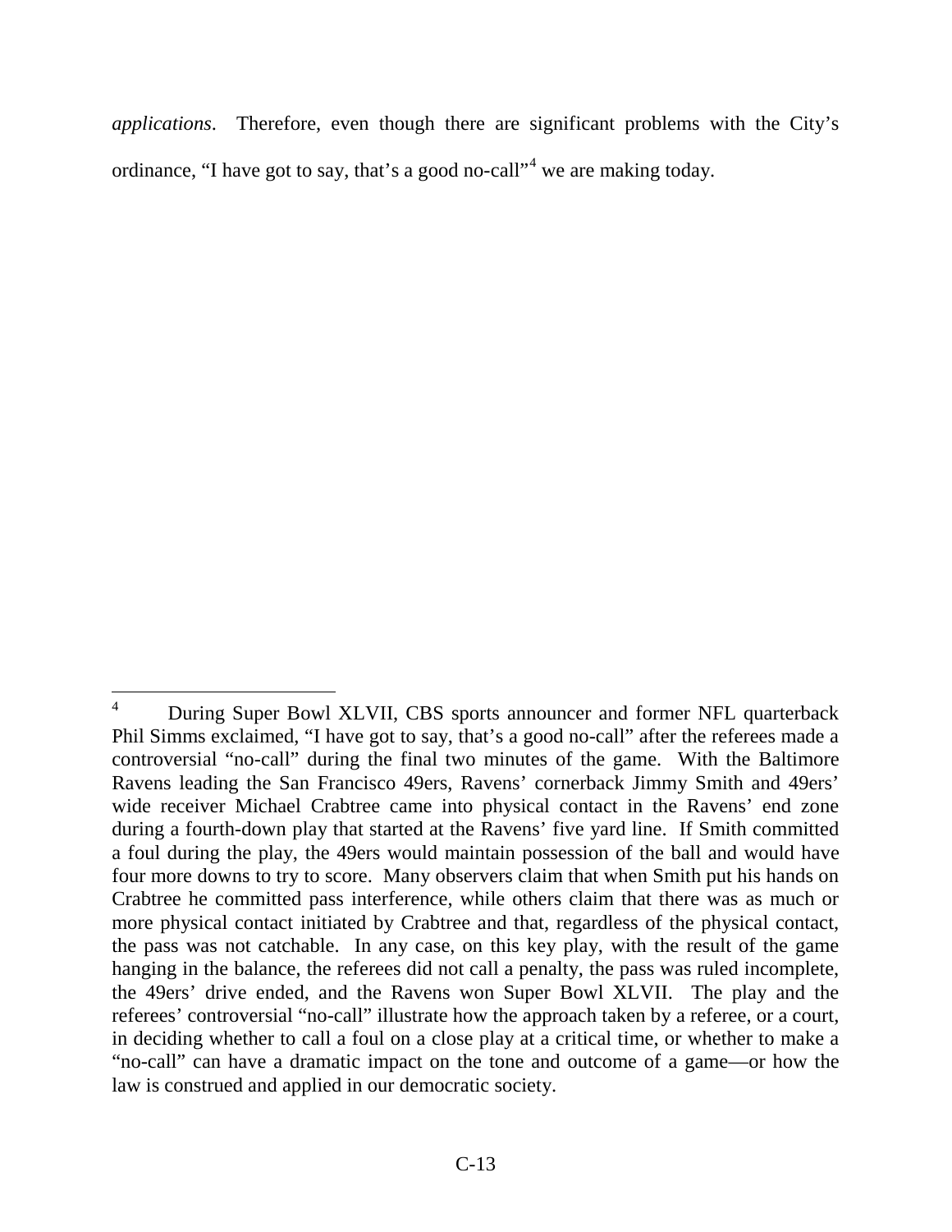*applications*. Therefore, even though there are significant problems with the City's ordinance, "I have got to say, that's a good no-call"[4] we are making today.

---

[4] During Super Bowl XLVII, CBS sports announcer and former NFL quarterback Phil Simms exclaimed, "I have got to say, that's a good no-call" after the referees made a controversial "no-call" during the final two minutes of the game. With the Baltimore Ravens leading the San Francisco 49ers, Ravens' cornerback Jimmy Smith and 49ers' wide receiver Michael Crabtree came into physical contact in the Ravens' end zone during a fourth-down play that started at the Ravens' five yard line. If Smith committed a foul during the play, the 49ers would maintain possession of the ball and would have four more downs to try to score. Many observers claim that when Smith put his hands on Crabtree he committed pass interference, while others claim that there was as much or more physical contact initiated by Crabtree and that, regardless of the physical contact, the pass was not catchable. In any case, on this key play, with the result of the game hanging in the balance, the referees did not call a penalty, the pass was ruled incomplete, the 49ers' drive ended, and the Ravens won Super Bowl XLVII. The play and the referees' controversial "no-call" illustrate how the approach taken by a referee, or a court, in deciding whether to call a foul on a close play at a critical time, or whether to make a "no-call" can have a dramatic impact on the tone and outcome of a game—or how the law is construed and applied in our democratic society.